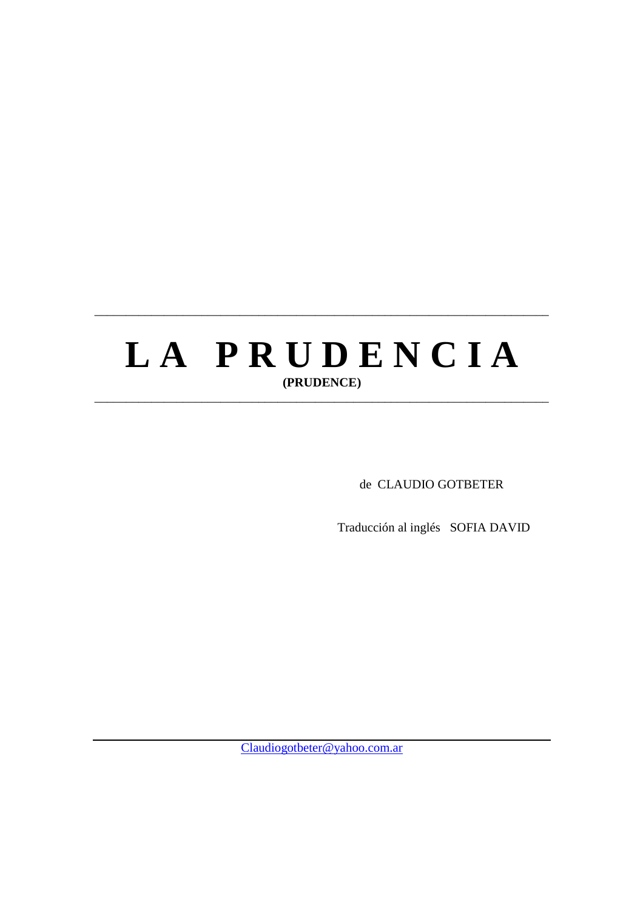# L A P R U D E N C I A

**(PRUDENCE)**

de CLAUDIO GOTBETER

Traducción al inglés SOFIA DAVID

Claudiogotbeter@yahoo.com.ar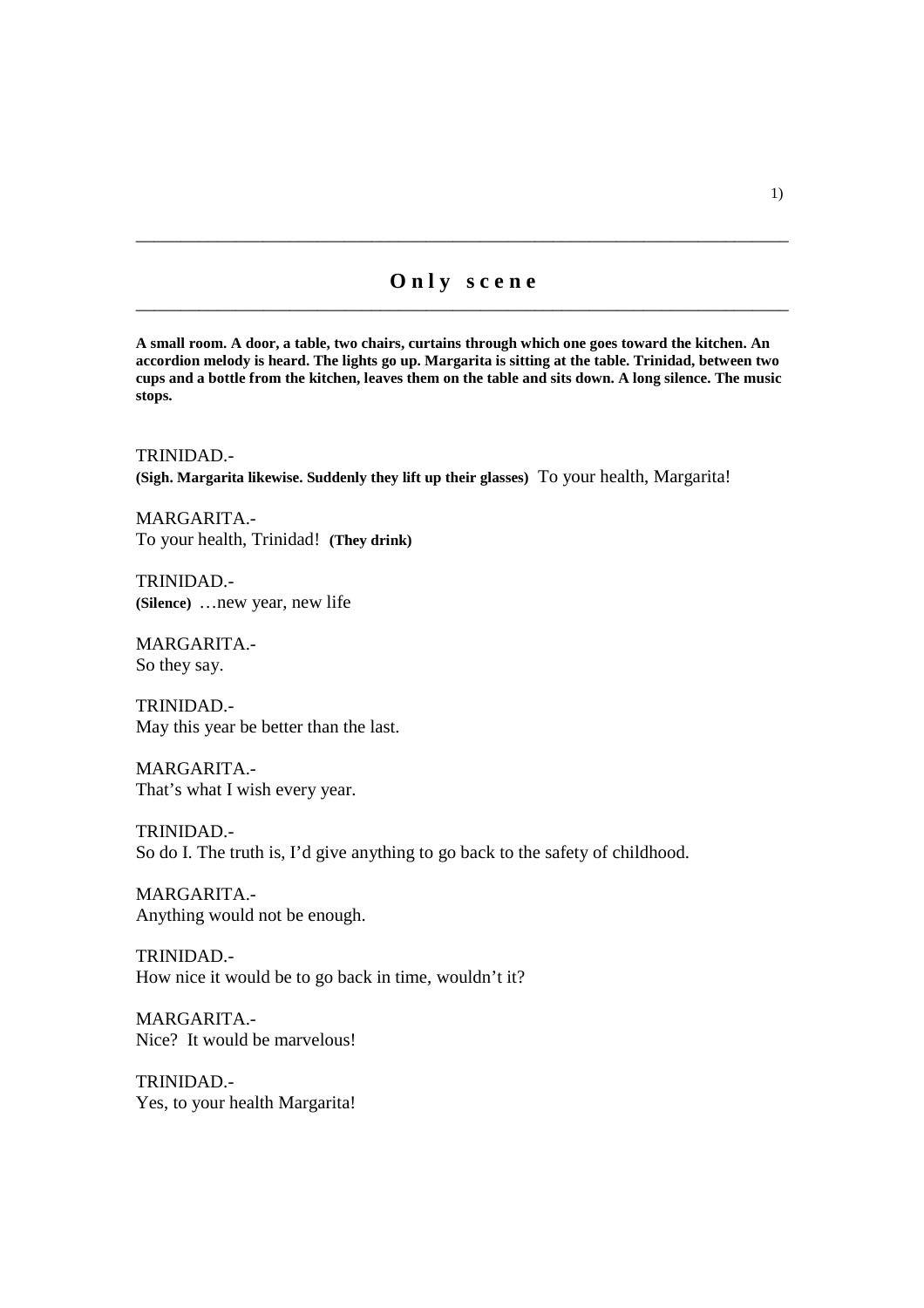## Only scene

**A small room. A door, a table, two chairs, curtains through which one goes toward the kitchen. An accordion melody is heard. The lights go up. Margarita is sitting at the table. Trinidad, between two cups and a bottle from the kitchen, leaves them on the table and sits down. A long silence. The music stops.**

TRINIDAD.-
**(Sigh. Margarita likewise. Suddenly they lift up their glasses)** To your health, Margarita!

MARGARITA.-
To your health, Trinidad! **(They drink)**

TRINIDAD.-
**(Silence)** …new year, new life

MARGARITA.-
So they say.

TRINIDAD.-
May this year be better than the last.

MARGARITA.-
That's what I wish every year.

TRINIDAD.-
So do I. The truth is, I'd give anything to go back to the safety of childhood.

MARGARITA.-
Anything would not be enough.

TRINIDAD.-
How nice it would be to go back in time, wouldn't it?

MARGARITA.-
Nice? It would be marvelous!

TRINIDAD.-
Yes, to your health Margarita!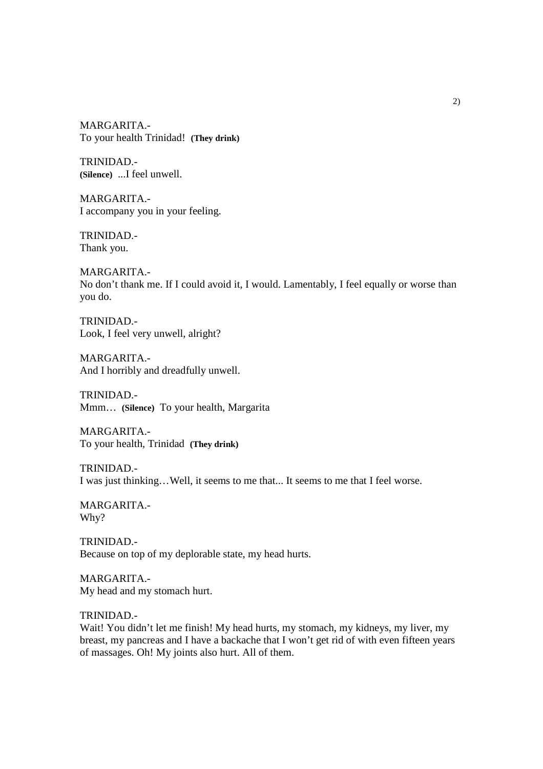MARGARITA.-
To your health Trinidad! **(They drink)**

TRINIDAD.-
**(Silence)** ...I feel unwell.

MARGARITA.-
I accompany you in your feeling.

TRINIDAD.-
Thank you.

MARGARITA.-
No don't thank me. If I could avoid it, I would. Lamentably, I feel equally or worse than you do.

TRINIDAD.-
Look, I feel very unwell, alright?

MARGARITA.-
And I horribly and dreadfully unwell.

TRINIDAD.-
Mmm… **(Silence)** To your health, Margarita

MARGARITA.-
To your health, Trinidad **(They drink)**

TRINIDAD.-
I was just thinking…Well, it seems to me that... It seems to me that I feel worse.

MARGARITA.-
Why?

TRINIDAD.-
Because on top of my deplorable state, my head hurts.

MARGARITA.-
My head and my stomach hurt.

TRINIDAD.-
Wait! You didn't let me finish! My head hurts, my stomach, my kidneys, my liver, my breast, my pancreas and I have a backache that I won't get rid of with even fifteen years of massages. Oh! My joints also hurt. All of them.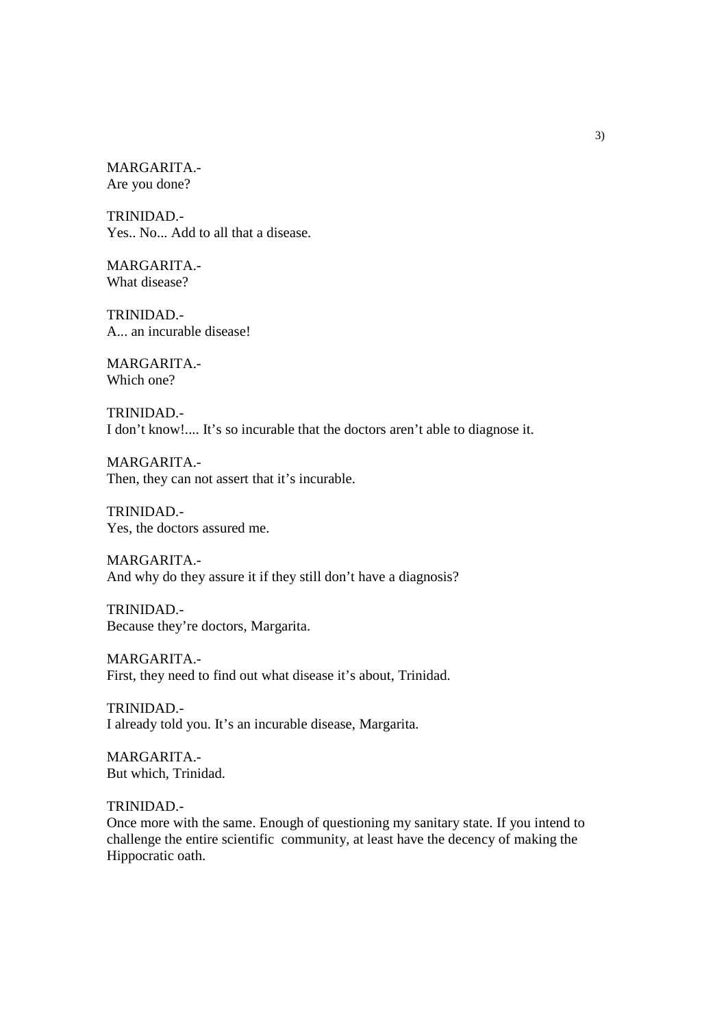MARGARITA.-
Are you done?

TRINIDAD.-
Yes.. No... Add to all that a disease.

MARGARITA.-
What disease?

TRINIDAD.-
A... an incurable disease!

MARGARITA.-
Which one?

TRINIDAD.-
I don't know!.... It's so incurable that the doctors aren't able to diagnose it.

MARGARITA.-
Then, they can not assert that it's incurable.

TRINIDAD.-
Yes, the doctors assured me.

MARGARITA.-
And why do they assure it if they still don't have a diagnosis?

TRINIDAD.-
Because they're doctors, Margarita.

MARGARITA.-
First, they need to find out what disease it's about, Trinidad.

TRINIDAD.-
I already told you. It's an incurable disease, Margarita.

MARGARITA.-
But which, Trinidad.

TRINIDAD.-
Once more with the same. Enough of questioning my sanitary state. If you intend to challenge the entire scientific community, at least have the decency of making the Hippocratic oath.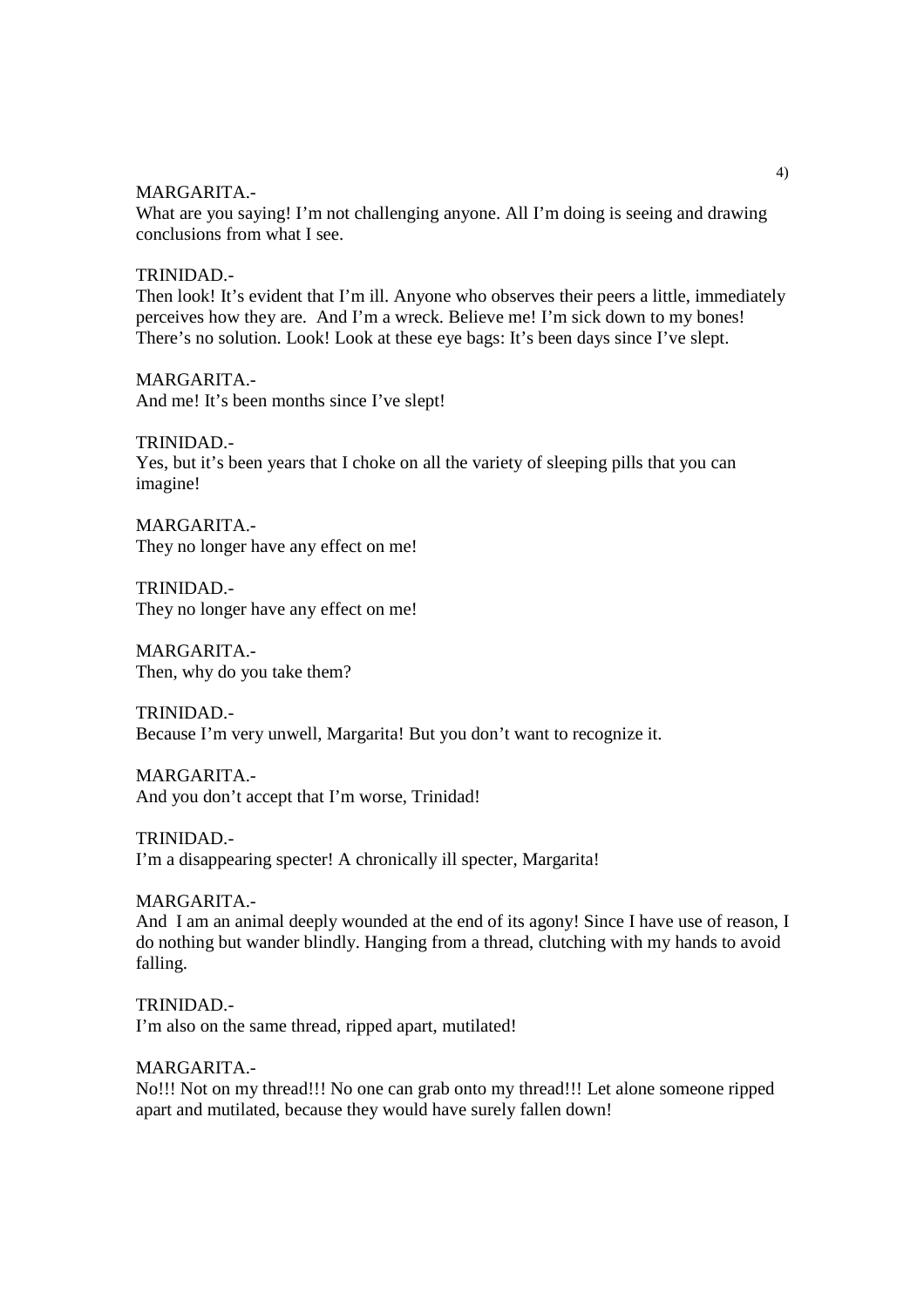MARGARITA.-
What are you saying! I'm not challenging anyone. All I'm doing is seeing and drawing conclusions from what I see.

TRINIDAD.-
Then look! It's evident that I'm ill. Anyone who observes their peers a little, immediately perceives how they are. And I'm a wreck. Believe me! I'm sick down to my bones! There's no solution. Look! Look at these eye bags: It's been days since I've slept.

MARGARITA.-
And me! It's been months since I've slept!

TRINIDAD.-
Yes, but it's been years that I choke on all the variety of sleeping pills that you can imagine!

MARGARITA.-
They no longer have any effect on me!

TRINIDAD.-
They no longer have any effect on me!

MARGARITA.-
Then, why do you take them?

TRINIDAD.-
Because I'm very unwell, Margarita! But you don't want to recognize it.

MARGARITA.-
And you don't accept that I'm worse, Trinidad!

TRINIDAD.-
I'm a disappearing specter! A chronically ill specter, Margarita!

MARGARITA.-
And I am an animal deeply wounded at the end of its agony! Since I have use of reason, I do nothing but wander blindly. Hanging from a thread, clutching with my hands to avoid falling.

TRINIDAD.-
I'm also on the same thread, ripped apart, mutilated!

MARGARITA.-
No!!! Not on my thread!!! No one can grab onto my thread!!! Let alone someone ripped apart and mutilated, because they would have surely fallen down!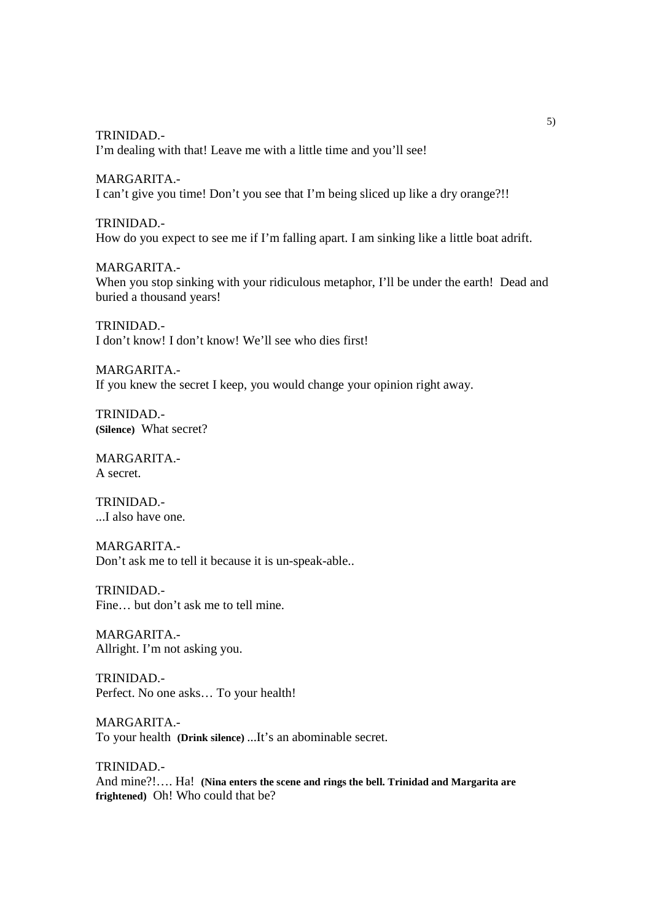TRINIDAD.-
I'm dealing with that! Leave me with a little time and you'll see!

MARGARITA.-
I can't give you time! Don't you see that I'm being sliced up like a dry orange?!!

TRINIDAD.-
How do you expect to see me if I'm falling apart. I am sinking like a little boat adrift.

MARGARITA.-
When you stop sinking with your ridiculous metaphor, I'll be under the earth! Dead and buried a thousand years!

TRINIDAD.-
I don't know! I don't know! We'll see who dies first!

MARGARITA.-
If you knew the secret I keep, you would change your opinion right away.

TRINIDAD.-
**(Silence)** What secret?

MARGARITA.-
A secret.

TRINIDAD.-
...I also have one.

MARGARITA.-
Don't ask me to tell it because it is un-speak-able..

TRINIDAD.-
Fine… but don't ask me to tell mine.

MARGARITA.-
Allright. I'm not asking you.

TRINIDAD.-
Perfect. No one asks… To your health!

MARGARITA.-
To your health **(Drink silence)** ...It's an abominable secret.

TRINIDAD.-
And mine?!…. Ha! **(Nina enters the scene and rings the bell. Trinidad and Margarita are frightened)** Oh! Who could that be?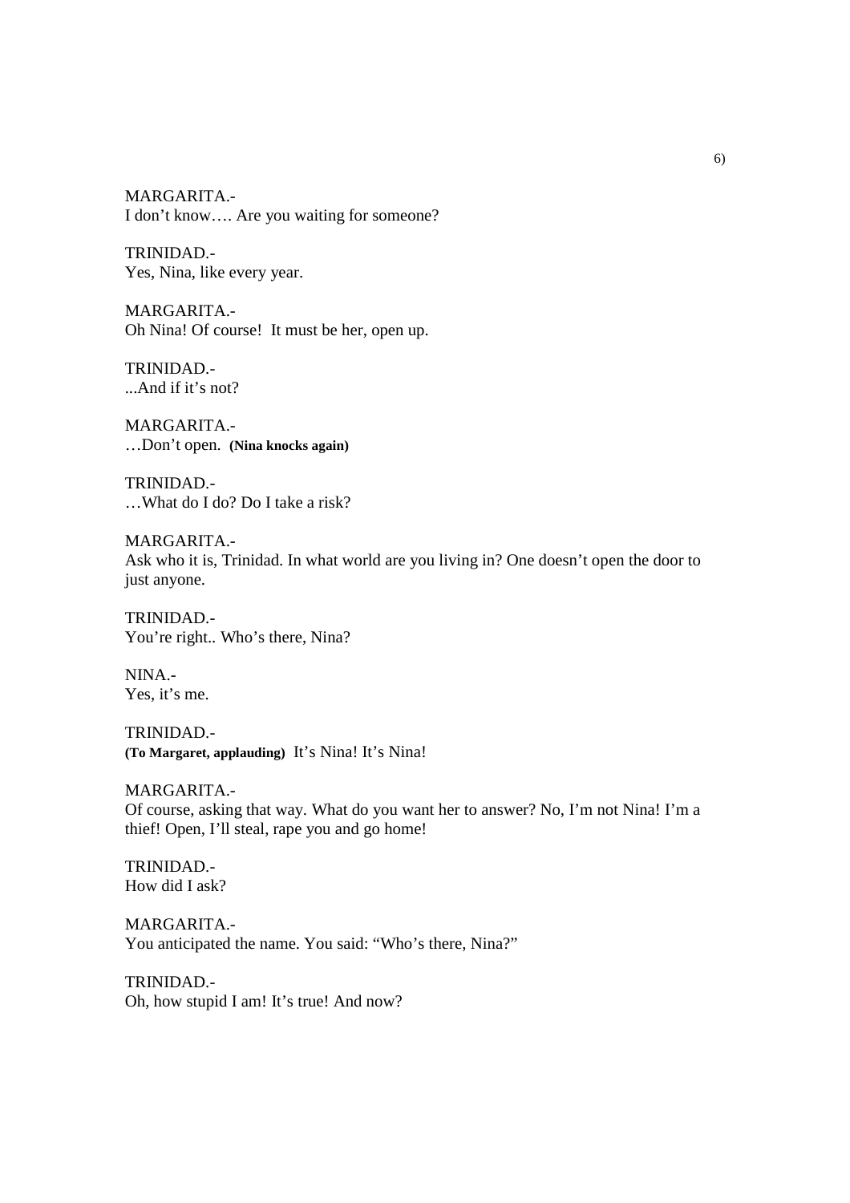MARGARITA.-
I don't know…. Are you waiting for someone?

TRINIDAD.-
Yes, Nina, like every year.

MARGARITA.-
Oh Nina! Of course! It must be her, open up.

TRINIDAD.-
...And if it's not?

MARGARITA.-
…Don't open. **(Nina knocks again)**

TRINIDAD.-
…What do I do? Do I take a risk?

MARGARITA.-
Ask who it is, Trinidad. In what world are you living in? One doesn't open the door to just anyone.

TRINIDAD.-
You're right.. Who's there, Nina?

NINA.-
Yes, it's me.

TRINIDAD.-
**(To Margaret, applauding)** It's Nina! It's Nina!

MARGARITA.-
Of course, asking that way. What do you want her to answer? No, I'm not Nina! I'm a thief! Open, I'll steal, rape you and go home!

TRINIDAD.-
How did I ask?

MARGARITA.-
You anticipated the name. You said: "Who's there, Nina?"

TRINIDAD.-
Oh, how stupid I am! It's true! And now?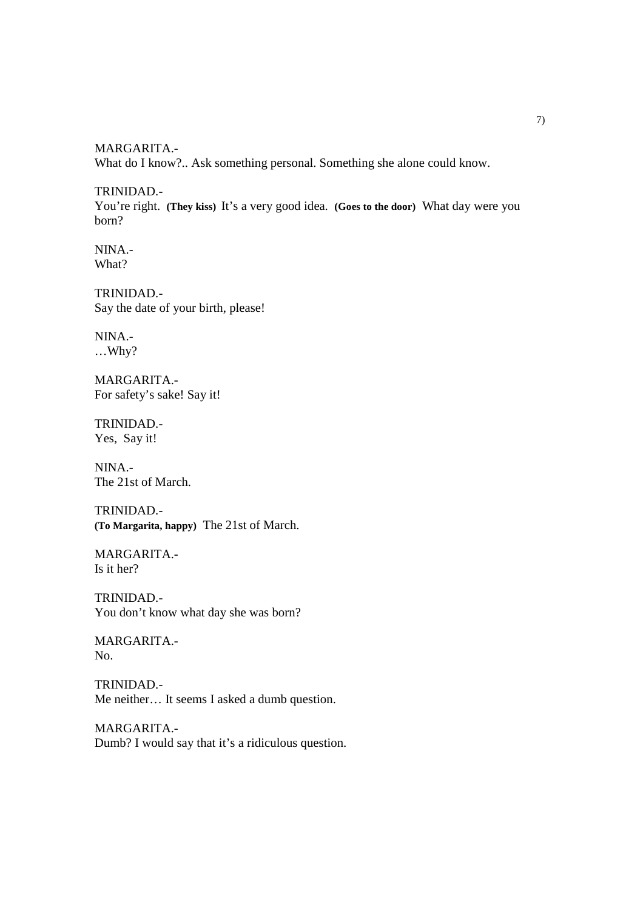MARGARITA.-
What do I know?.. Ask something personal. Something she alone could know.

TRINIDAD.-
You're right. **(They kiss)** It's a very good idea. **(Goes to the door)** What day were you born?

NINA.-
What?

TRINIDAD.-
Say the date of your birth, please!

NINA.-
…Why?

MARGARITA.-
For safety's sake! Say it!

TRINIDAD.-
Yes, Say it!

NINA.-
The 21st of March.

TRINIDAD.-
**(To Margarita, happy)** The 21st of March.

MARGARITA.-
Is it her?

TRINIDAD.-
You don't know what day she was born?

MARGARITA.-
No.

TRINIDAD.-
Me neither… It seems I asked a dumb question.

MARGARITA.-
Dumb? I would say that it's a ridiculous question.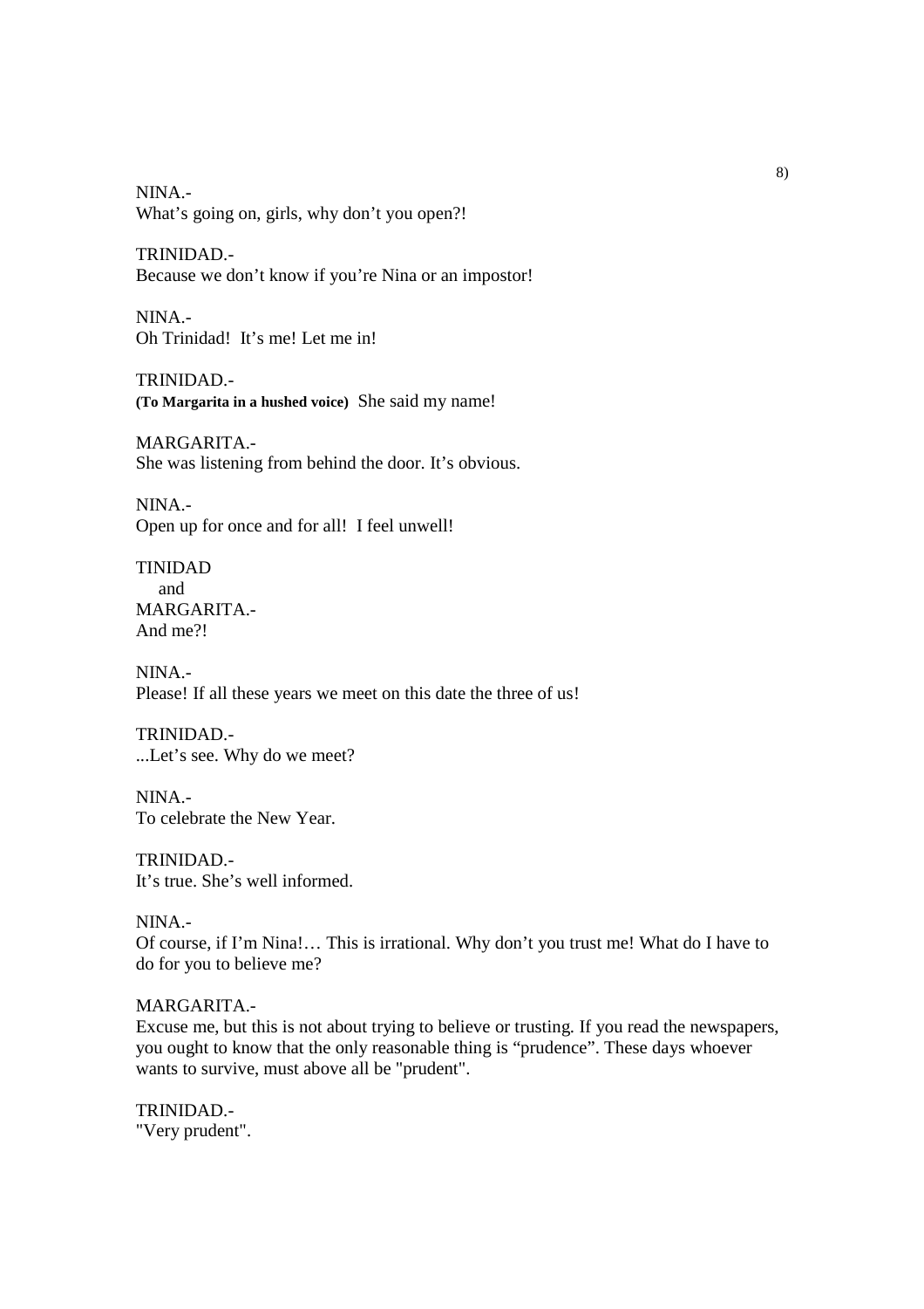NINA.-
What's going on, girls, why don't you open?!

TRINIDAD.-
Because we don't know if you're Nina or an impostor!

NINA.-
Oh Trinidad! It's me! Let me in!

TRINIDAD.-
**(To Margarita in a hushed voice)** She said my name!

MARGARITA.-
She was listening from behind the door. It's obvious.

NINA.-
Open up for once and for all! I feel unwell!

TINIDAD
and
MARGARITA.-
And me?!

NINA.-
Please! If all these years we meet on this date the three of us!

TRINIDAD.-
...Let's see. Why do we meet?

NINA.-
To celebrate the New Year.

TRINIDAD.-
It's true. She's well informed.

NINA.-
Of course, if I'm Nina!… This is irrational. Why don't you trust me! What do I have to do for you to believe me?

MARGARITA.-
Excuse me, but this is not about trying to believe or trusting. If you read the newspapers, you ought to know that the only reasonable thing is "prudence". These days whoever wants to survive, must above all be "prudent".

TRINIDAD.-
"Very prudent".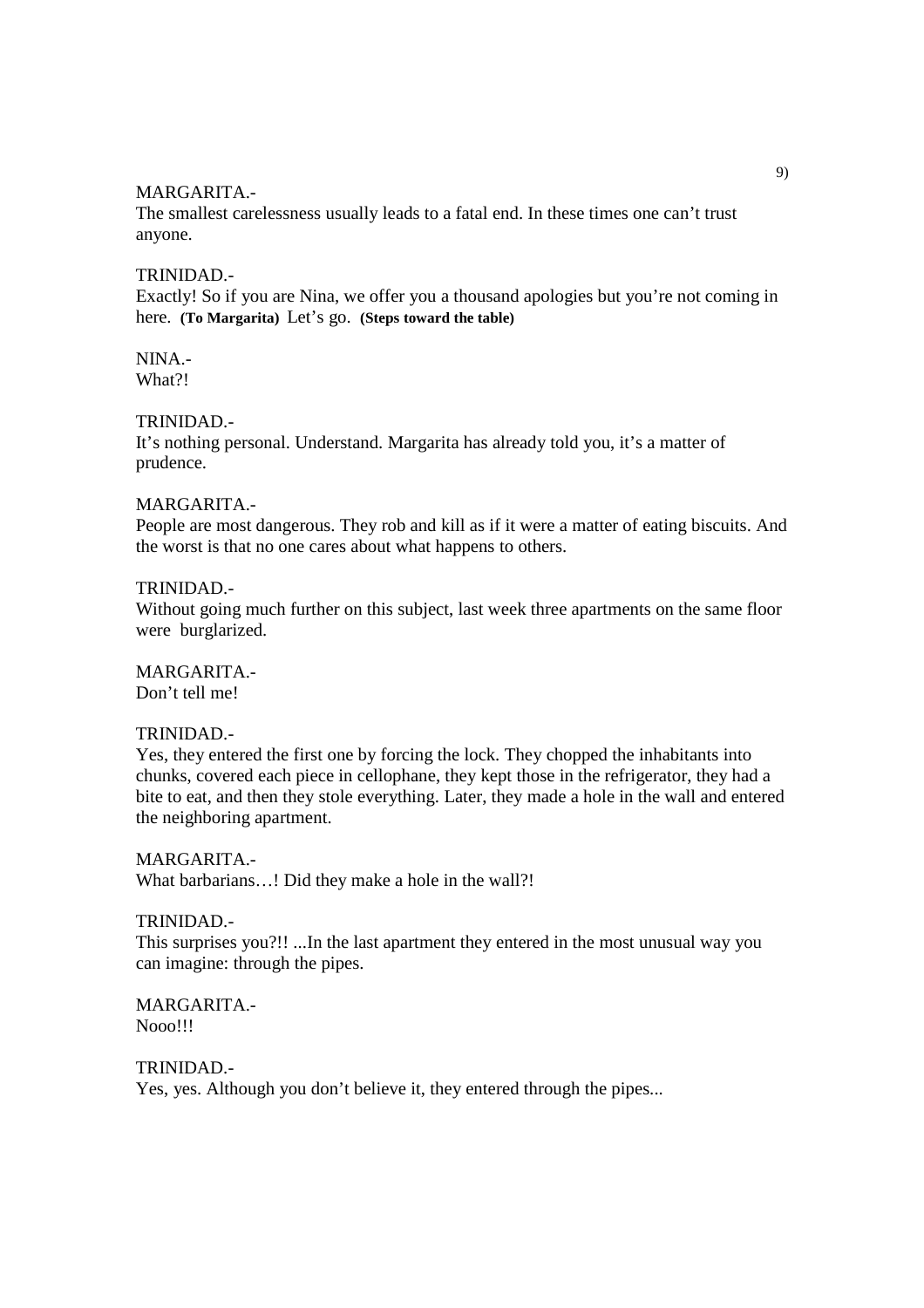MARGARITA.-
The smallest carelessness usually leads to a fatal end. In these times one can't trust anyone.

TRINIDAD.-
Exactly! So if you are Nina, we offer you a thousand apologies but you're not coming in here. **(To Margarita)** Let's go. **(Steps toward the table)**

NINA.-
What?!

TRINIDAD.-
It's nothing personal. Understand. Margarita has already told you, it's a matter of prudence.

MARGARITA.-
People are most dangerous. They rob and kill as if it were a matter of eating biscuits. And the worst is that no one cares about what happens to others.

TRINIDAD.-
Without going much further on this subject, last week three apartments on the same floor were burglarized.

MARGARITA.-
Don't tell me!

TRINIDAD.-
Yes, they entered the first one by forcing the lock. They chopped the inhabitants into chunks, covered each piece in cellophane, they kept those in the refrigerator, they had a bite to eat, and then they stole everything. Later, they made a hole in the wall and entered the neighboring apartment.

MARGARITA.-
What barbarians…! Did they make a hole in the wall?!

TRINIDAD.-
This surprises you?!! ...In the last apartment they entered in the most unusual way you can imagine: through the pipes.

MARGARITA.-
Nooo!!!

TRINIDAD.-
Yes, yes. Although you don't believe it, they entered through the pipes...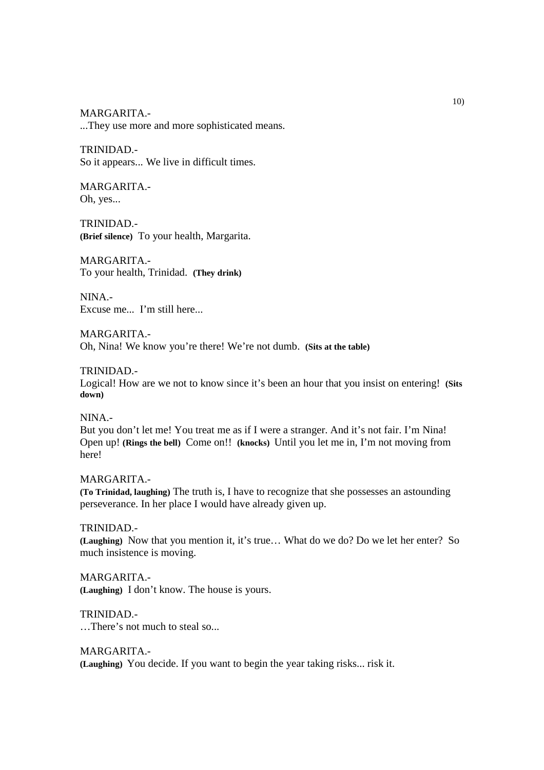MARGARITA.-
...They use more and more sophisticated means.

TRINIDAD.-
So it appears... We live in difficult times.

MARGARITA.-
Oh, yes...

TRINIDAD.-
**(Brief silence)** To your health, Margarita.

MARGARITA.-
To your health, Trinidad. **(They drink)**

NINA.-
Excuse me... I'm still here...

MARGARITA.-
Oh, Nina! We know you're there! We're not dumb. **(Sits at the table)**

TRINIDAD.-
Logical! How are we not to know since it's been an hour that you insist on entering! **(Sits down)**

NINA.-
But you don't let me! You treat me as if I were a stranger. And it's not fair. I'm Nina! Open up! **(Rings the bell)** Come on!! **(knocks)** Until you let me in, I'm not moving from here!

MARGARITA.-
**(To Trinidad, laughing)** The truth is, I have to recognize that she possesses an astounding perseverance. In her place I would have already given up.

TRINIDAD.-
**(Laughing)** Now that you mention it, it's true… What do we do? Do we let her enter? So much insistence is moving.

MARGARITA.-
**(Laughing)** I don't know. The house is yours.

TRINIDAD.-
…There's not much to steal so...

MARGARITA.-
**(Laughing)** You decide. If you want to begin the year taking risks... risk it.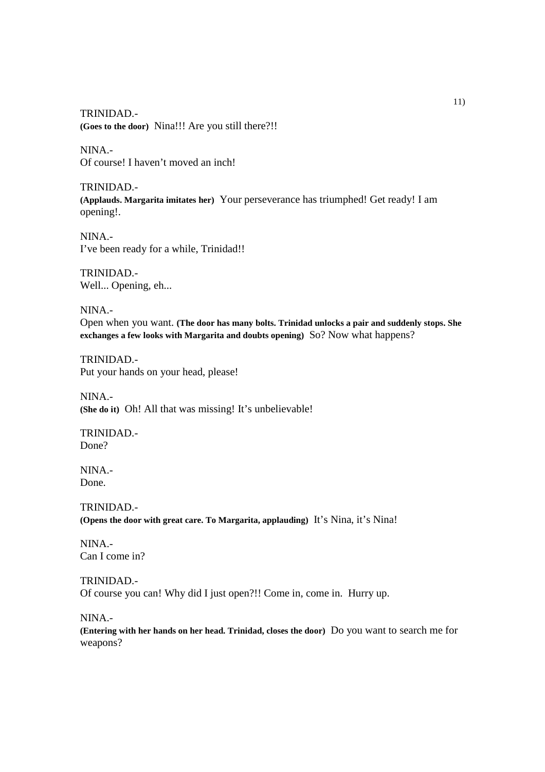TRINIDAD.-
**(Goes to the door)** Nina!!! Are you still there?!!

NINA.-
Of course! I haven't moved an inch!

TRINIDAD.-
**(Applauds. Margarita imitates her)** Your perseverance has triumphed! Get ready! I am opening!.

NINA.-
I've been ready for a while, Trinidad!!

TRINIDAD.-
Well... Opening, eh...

NINA.-
Open when you want. **(The door has many bolts. Trinidad unlocks a pair and suddenly stops. She exchanges a few looks with Margarita and doubts opening)** So? Now what happens?

TRINIDAD.-
Put your hands on your head, please!

NINA.-
**(She do it)** Oh! All that was missing! It's unbelievable!

TRINIDAD.-
Done?

NINA.-
Done.

TRINIDAD.-
**(Opens the door with great care. To Margarita, applauding)** It's Nina, it's Nina!

NINA.-
Can I come in?

TRINIDAD.-
Of course you can! Why did I just open?!! Come in, come in. Hurry up.

NINA.-
**(Entering with her hands on her head. Trinidad, closes the door)** Do you want to search me for weapons?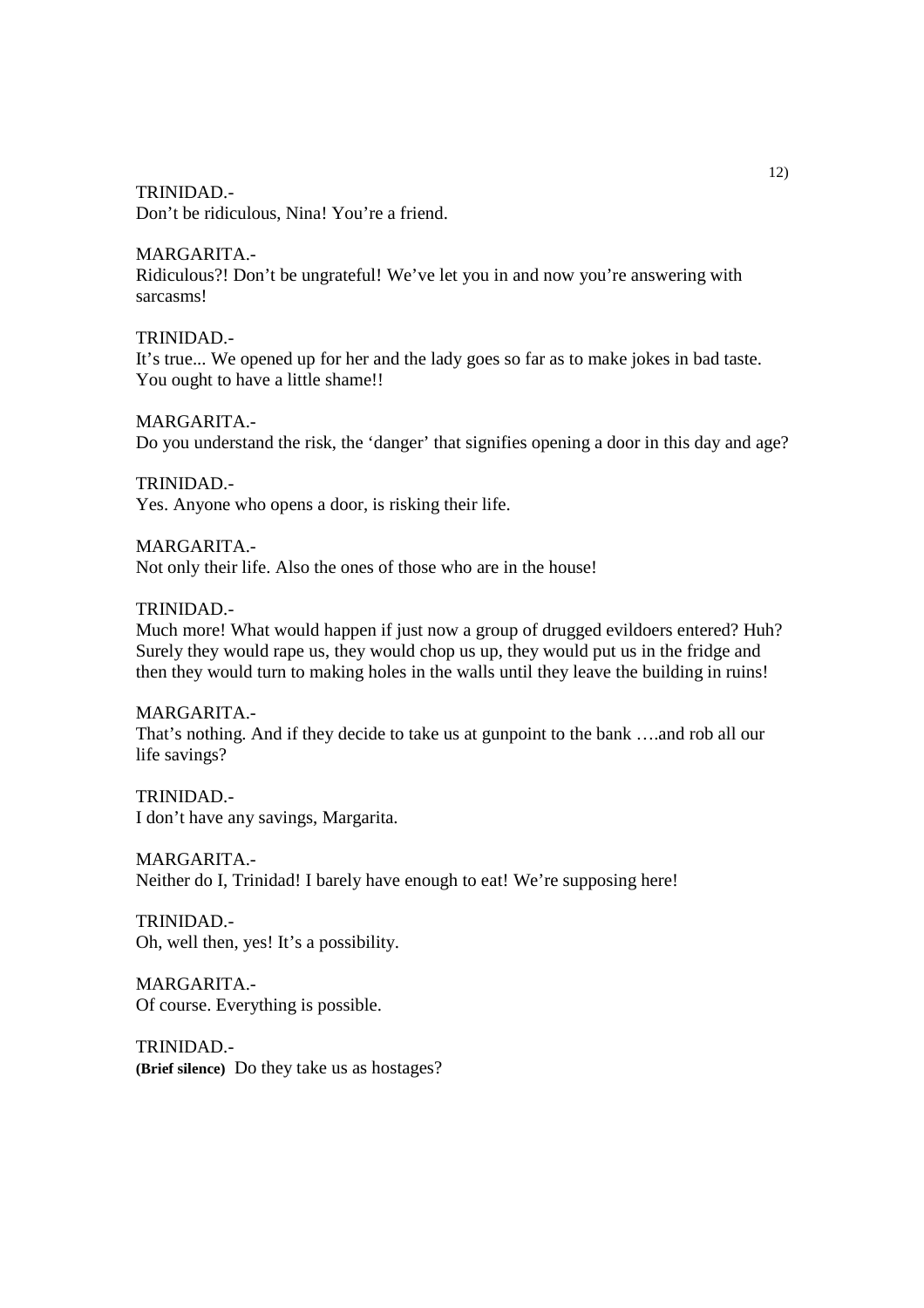TRINIDAD.-
Don't be ridiculous, Nina! You're a friend.

MARGARITA.-
Ridiculous?! Don't be ungrateful! We've let you in and now you're answering with sarcasms!

TRINIDAD.-
It's true... We opened up for her and the lady goes so far as to make jokes in bad taste. You ought to have a little shame!!

MARGARITA.-
Do you understand the risk, the 'danger' that signifies opening a door in this day and age?

TRINIDAD.-
Yes. Anyone who opens a door, is risking their life.

MARGARITA.-
Not only their life. Also the ones of those who are in the house!

TRINIDAD.-
Much more! What would happen if just now a group of drugged evildoers entered? Huh? Surely they would rape us, they would chop us up, they would put us in the fridge and then they would turn to making holes in the walls until they leave the building in ruins!

MARGARITA.-
That's nothing. And if they decide to take us at gunpoint to the bank ….and rob all our life savings?

TRINIDAD.-
I don't have any savings, Margarita.

MARGARITA.-
Neither do I, Trinidad! I barely have enough to eat! We're supposing here!

TRINIDAD.-
Oh, well then, yes! It's a possibility.

MARGARITA.-
Of course. Everything is possible.

TRINIDAD.-
**(Brief silence)** Do they take us as hostages?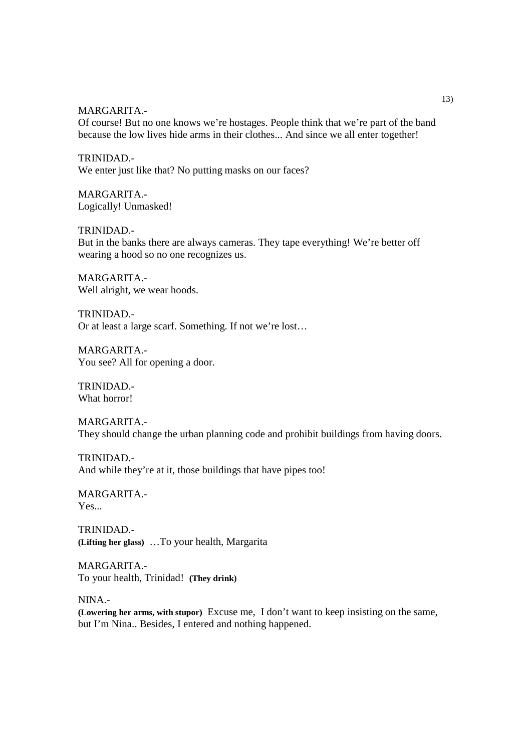MARGARITA.-
Of course! But no one knows we're hostages. People think that we're part of the band because the low lives hide arms in their clothes... And since we all enter together!

TRINIDAD.-
We enter just like that? No putting masks on our faces?

MARGARITA.-
Logically! Unmasked!

TRINIDAD.-
But in the banks there are always cameras. They tape everything! We're better off wearing a hood so no one recognizes us.

MARGARITA.-
Well alright, we wear hoods.

TRINIDAD.-
Or at least a large scarf. Something. If not we're lost…

MARGARITA.-
You see? All for opening a door.

TRINIDAD.-
What horror!

MARGARITA.-
They should change the urban planning code and prohibit buildings from having doors.

TRINIDAD.-
And while they're at it, those buildings that have pipes too!

MARGARITA.-
Yes...

TRINIDAD.-
**(Lifting her glass)** …To your health, Margarita

MARGARITA.-
To your health, Trinidad! **(They drink)**

NINA.-
**(Lowering her arms, with stupor)** Excuse me, I don't want to keep insisting on the same, but I'm Nina.. Besides, I entered and nothing happened.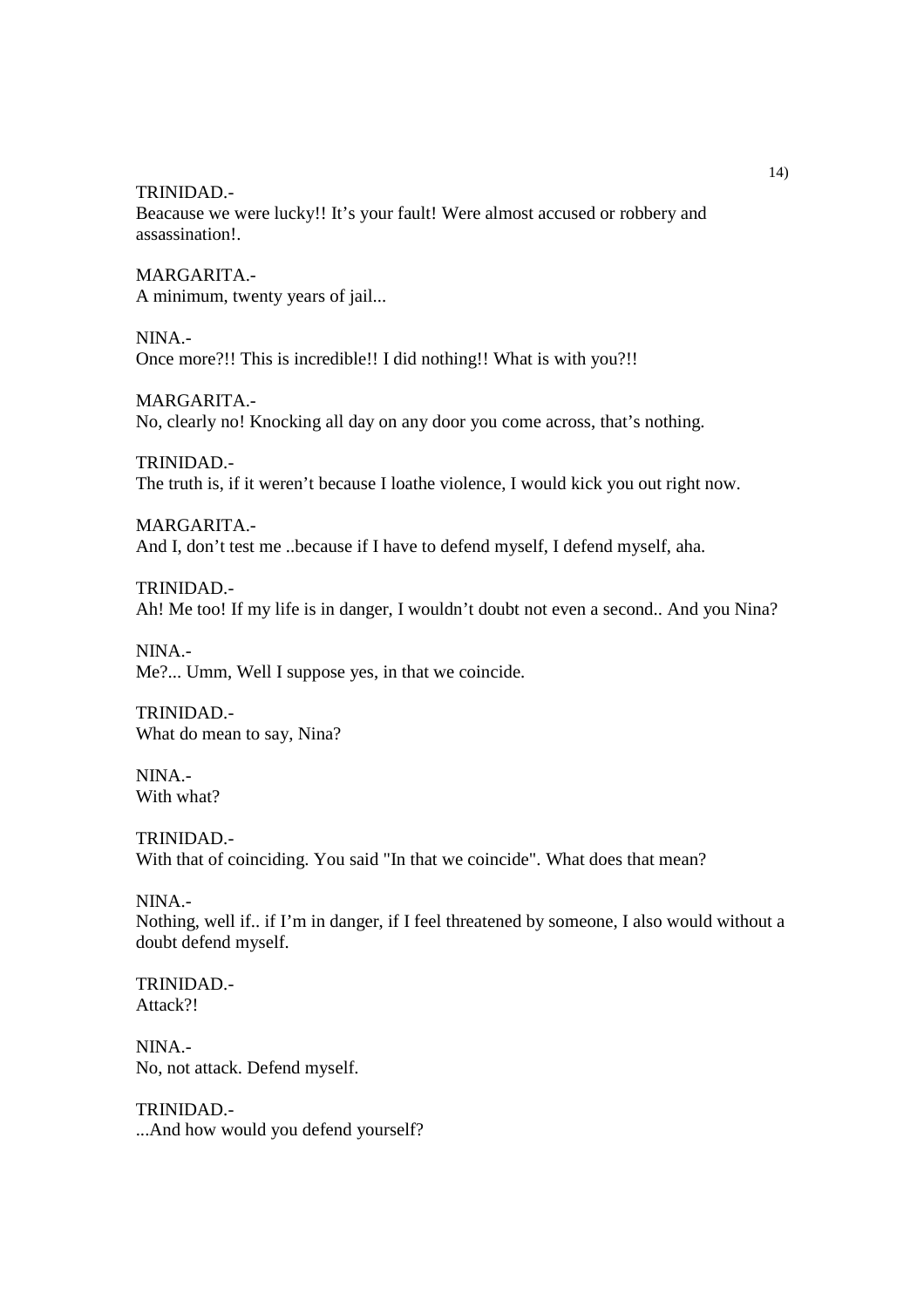TRINIDAD.-
Beacause we were lucky!! It's your fault! Were almost accused or robbery and assassination!.

MARGARITA.-
A minimum, twenty years of jail...

NINA.-
Once more?!! This is incredible!! I did nothing!! What is with you?!!

MARGARITA.-
No, clearly no! Knocking all day on any door you come across, that's nothing.

TRINIDAD.-
The truth is, if it weren't because I loathe violence, I would kick you out right now.

MARGARITA.-
And I, don't test me ..because if I have to defend myself, I defend myself, aha.

TRINIDAD.-
Ah! Me too! If my life is in danger, I wouldn't doubt not even a second.. And you Nina?

NINA.-
Me?... Umm, Well I suppose yes, in that we coincide.

TRINIDAD.-
What do mean to say, Nina?

NINA.-
With what?

TRINIDAD.-
With that of coinciding. You said "In that we coincide". What does that mean?

NINA.-
Nothing, well if.. if I'm in danger, if I feel threatened by someone, I also would without a doubt defend myself.

TRINIDAD.-
Attack?!

NINA.-
No, not attack. Defend myself.

TRINIDAD.-
...And how would you defend yourself?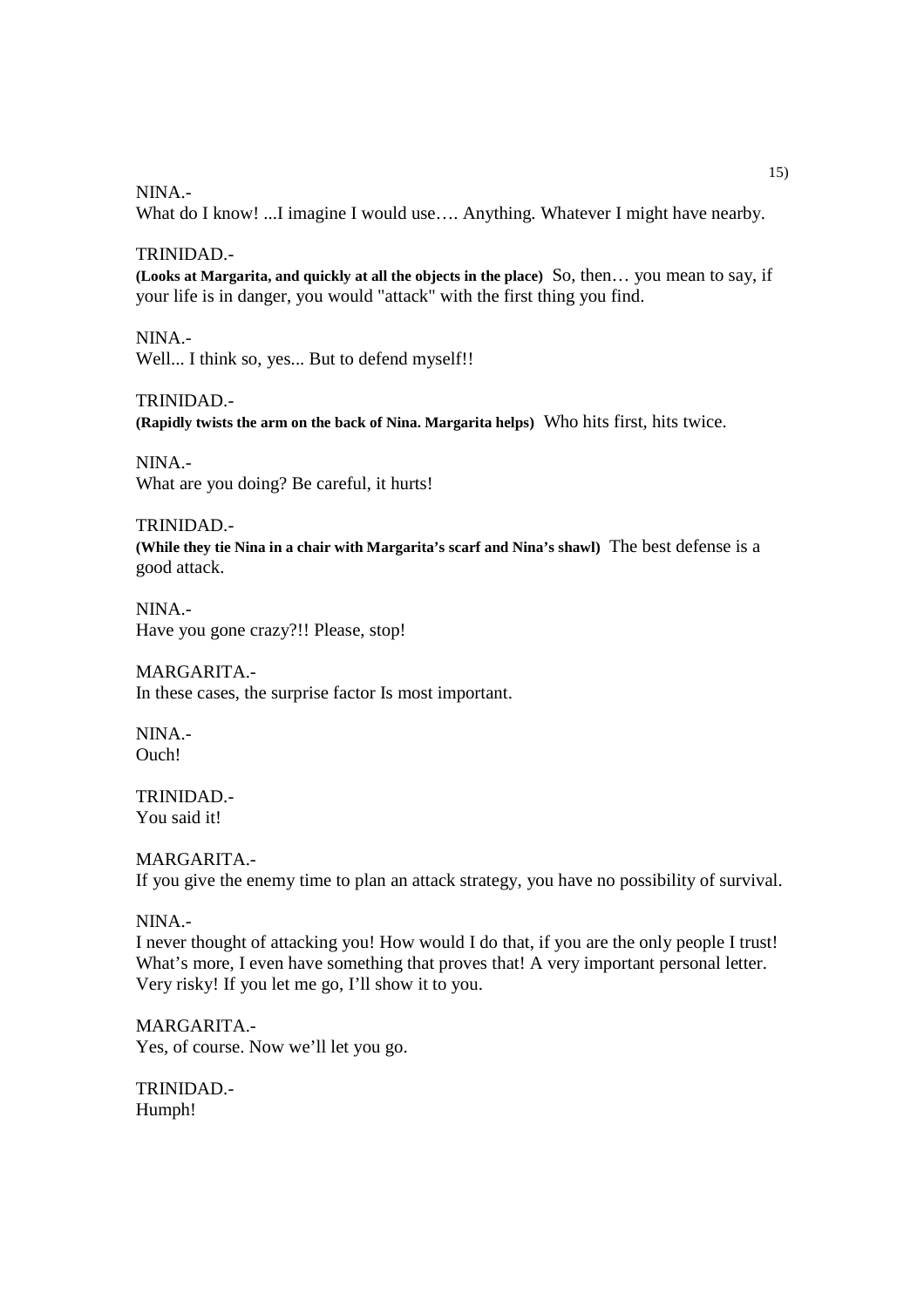NINA.-
What do I know! ...I imagine I would use…. Anything. Whatever I might have nearby.

TRINIDAD.-
**(Looks at Margarita, and quickly at all the objects in the place)** So, then… you mean to say, if your life is in danger, you would "attack" with the first thing you find.

NINA.-
Well... I think so, yes... But to defend myself!!

TRINIDAD.-
**(Rapidly twists the arm on the back of Nina. Margarita helps)** Who hits first, hits twice.

NINA.-
What are you doing? Be careful, it hurts!

TRINIDAD.-
**(While they tie Nina in a chair with Margarita's scarf and Nina's shawl)** The best defense is a good attack.

NINA.-
Have you gone crazy?!! Please, stop!

MARGARITA.-
In these cases, the surprise factor Is most important.

NINA.-
Ouch!

TRINIDAD.-
You said it!

MARGARITA.-
If you give the enemy time to plan an attack strategy, you have no possibility of survival.

NINA.-
I never thought of attacking you! How would I do that, if you are the only people I trust! What's more, I even have something that proves that! A very important personal letter. Very risky! If you let me go, I'll show it to you.

MARGARITA.-
Yes, of course. Now we'll let you go.

TRINIDAD.-
Humph!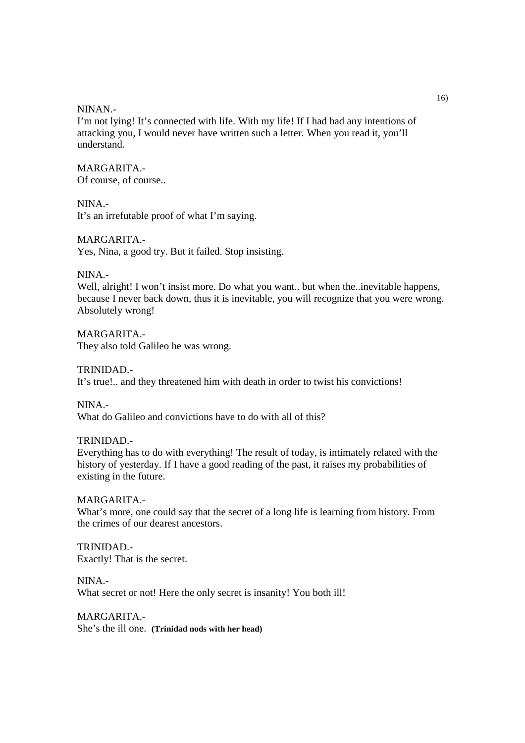NINAN.-
I'm not lying! It's connected with life. With my life! If I had had any intentions of attacking you, I would never have written such a letter. When you read it, you'll understand.

MARGARITA.-
Of course, of course..

NINA.-
It's an irrefutable proof of what I'm saying.

MARGARITA.-
Yes, Nina, a good try. But it failed. Stop insisting.

NINA.-
Well, alright! I won't insist more. Do what you want.. but when the..inevitable happens, because I never back down, thus it is inevitable, you will recognize that you were wrong. Absolutely wrong!

MARGARITA.-
They also told Galileo he was wrong.

TRINIDAD.-
It's true!.. and they threatened him with death in order to twist his convictions!

NINA.-
What do Galileo and convictions have to do with all of this?

TRINIDAD.-
Everything has to do with everything! The result of today, is intimately related with the history of yesterday. If I have a good reading of the past, it raises my probabilities of existing in the future.

MARGARITA.-
What's more, one could say that the secret of a long life is learning from history. From the crimes of our dearest ancestors.

TRINIDAD.-
Exactly! That is the secret.

NINA.-
What secret or not! Here the only secret is insanity! You both ill!

MARGARITA.-
She's the ill one. **(Trinidad nods with her head)**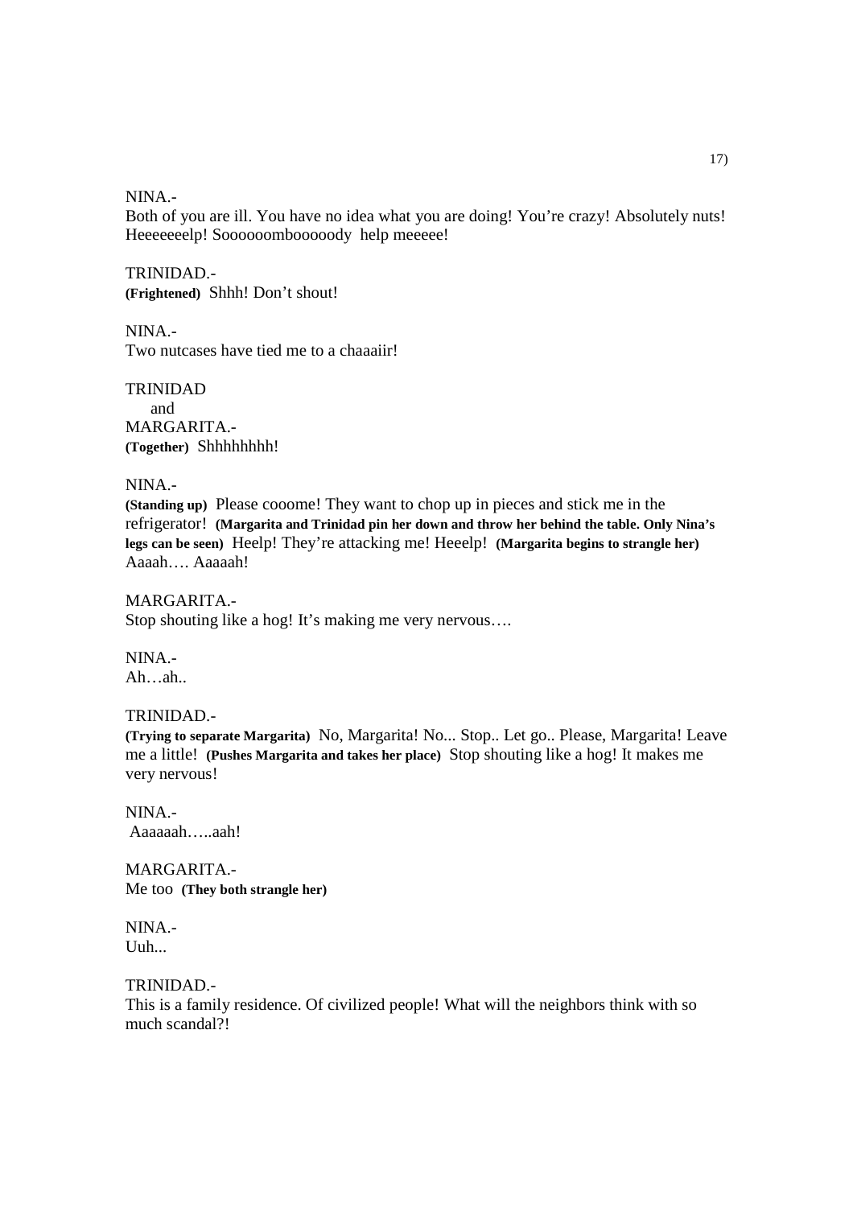NINA.-

Both of you are ill. You have no idea what you are doing! You're crazy! Absolutely nuts! Heeeeeeelp! Soooooomboooody help meeeee!

TRINIDAD.-

**(Frightened)** Shhh! Don't shout!

NINA.-

Two nutcases have tied me to a chaaaiir!

TRINIDAD
and
MARGARITA.-

**(Together)** Shhhhhhhh!

NINA.-

**(Standing up)** Please cooome! They want to chop up in pieces and stick me in the refrigerator! **(Margarita and Trinidad pin her down and throw her behind the table. Only Nina's legs can be seen)** Heelp! They're attacking me! Heeelp! **(Margarita begins to strangle her)** Aaaah…. Aaaaah!

MARGARITA.-

Stop shouting like a hog! It's making me very nervous….

NINA.-

Ah…ah..

TRINIDAD.-

**(Trying to separate Margarita)** No, Margarita! No... Stop.. Let go.. Please, Margarita! Leave me a little! **(Pushes Margarita and takes her place)** Stop shouting like a hog! It makes me very nervous!

NINA.-

Aaaaaah…..aah!

MARGARITA.-

Me too **(They both strangle her)**

NINA.-

Uuh...

TRINIDAD.-

This is a family residence. Of civilized people! What will the neighbors think with so much scandal?!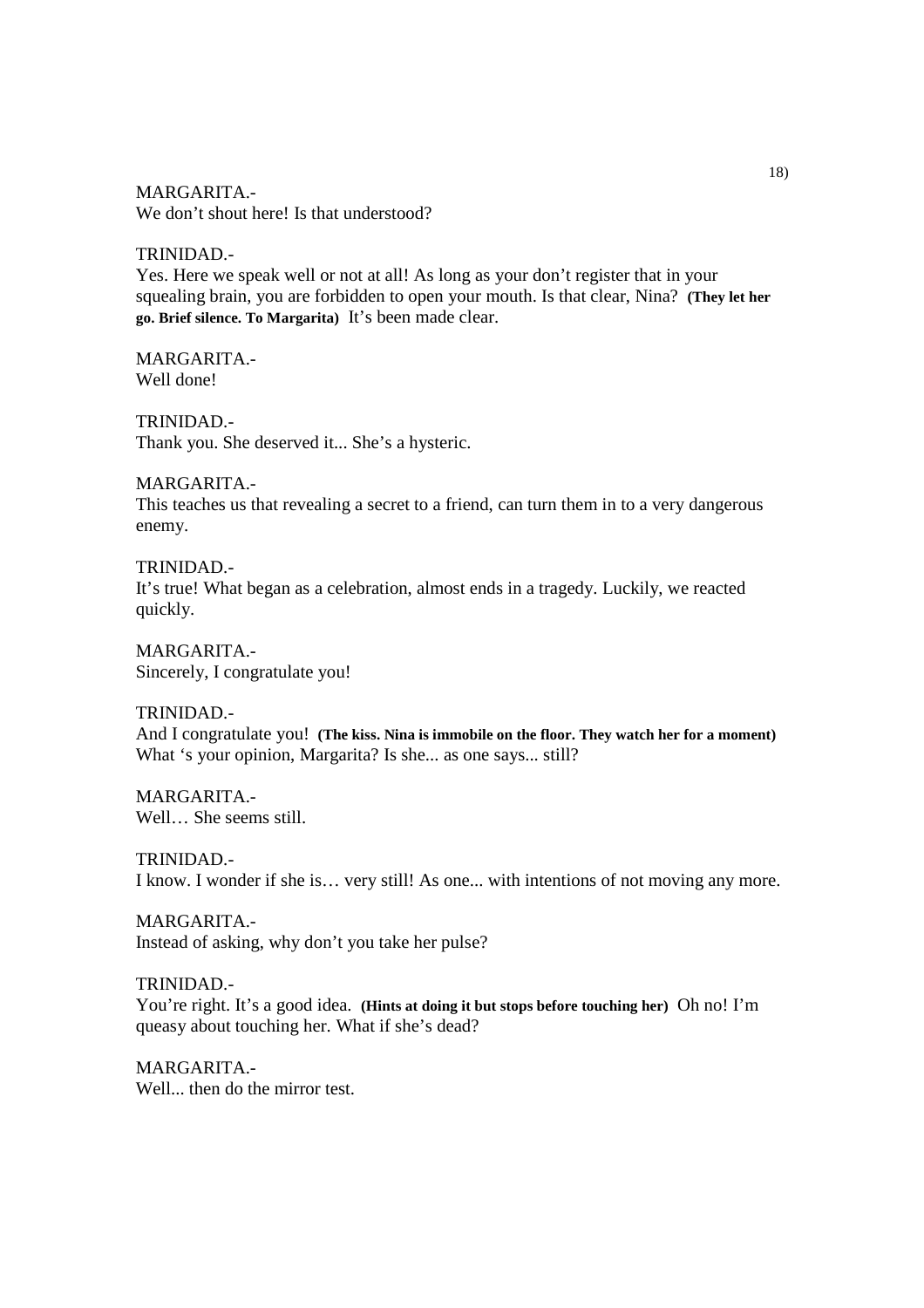MARGARITA.-
We don't shout here! Is that understood?

TRINIDAD.-
Yes. Here we speak well or not at all! As long as your don't register that in your squealing brain, you are forbidden to open your mouth. Is that clear, Nina? **(They let her go. Brief silence. To Margarita)** It's been made clear.

MARGARITA.-
Well done!

TRINIDAD.-
Thank you. She deserved it... She's a hysteric.

MARGARITA.-
This teaches us that revealing a secret to a friend, can turn them in to a very dangerous enemy.

TRINIDAD.-
It's true! What began as a celebration, almost ends in a tragedy. Luckily, we reacted quickly.

MARGARITA.-
Sincerely, I congratulate you!

TRINIDAD.-
And I congratulate you! **(The kiss. Nina is immobile on the floor. They watch her for a moment)** What 's your opinion, Margarita? Is she... as one says... still?

MARGARITA.-
Well… She seems still.

TRINIDAD.-
I know. I wonder if she is… very still! As one... with intentions of not moving any more.

MARGARITA.-
Instead of asking, why don't you take her pulse?

TRINIDAD.-
You're right. It's a good idea. **(Hints at doing it but stops before touching her)** Oh no! I'm queasy about touching her. What if she's dead?

MARGARITA.-
Well... then do the mirror test.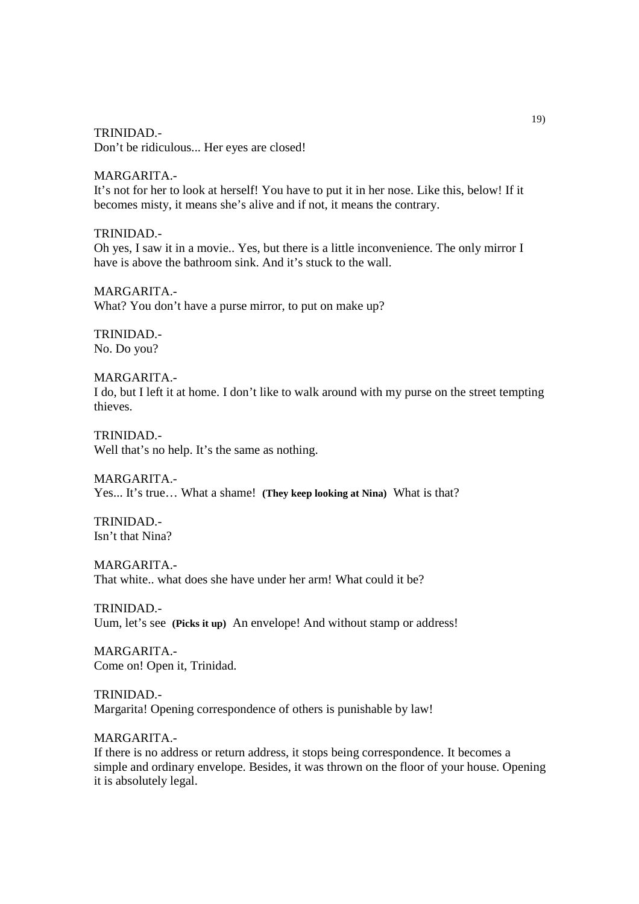TRINIDAD.-
Don't be ridiculous... Her eyes are closed!

MARGARITA.-
It's not for her to look at herself! You have to put it in her nose. Like this, below! If it becomes misty, it means she's alive and if not, it means the contrary.

TRINIDAD.-
Oh yes, I saw it in a movie.. Yes, but there is a little inconvenience. The only mirror I have is above the bathroom sink. And it's stuck to the wall.

MARGARITA.-
What? You don't have a purse mirror, to put on make up?

TRINIDAD.-
No. Do you?

MARGARITA.-
I do, but I left it at home. I don't like to walk around with my purse on the street tempting thieves.

TRINIDAD.-
Well that's no help. It's the same as nothing.

MARGARITA.-
Yes... It's true… What a shame! **(They keep looking at Nina)** What is that?

TRINIDAD.-
Isn't that Nina?

MARGARITA.-
That white.. what does she have under her arm! What could it be?

TRINIDAD.-
Uum, let's see **(Picks it up)** An envelope! And without stamp or address!

MARGARITA.-
Come on! Open it, Trinidad.

TRINIDAD.-
Margarita! Opening correspondence of others is punishable by law!

MARGARITA.-
If there is no address or return address, it stops being correspondence. It becomes a simple and ordinary envelope. Besides, it was thrown on the floor of your house. Opening it is absolutely legal.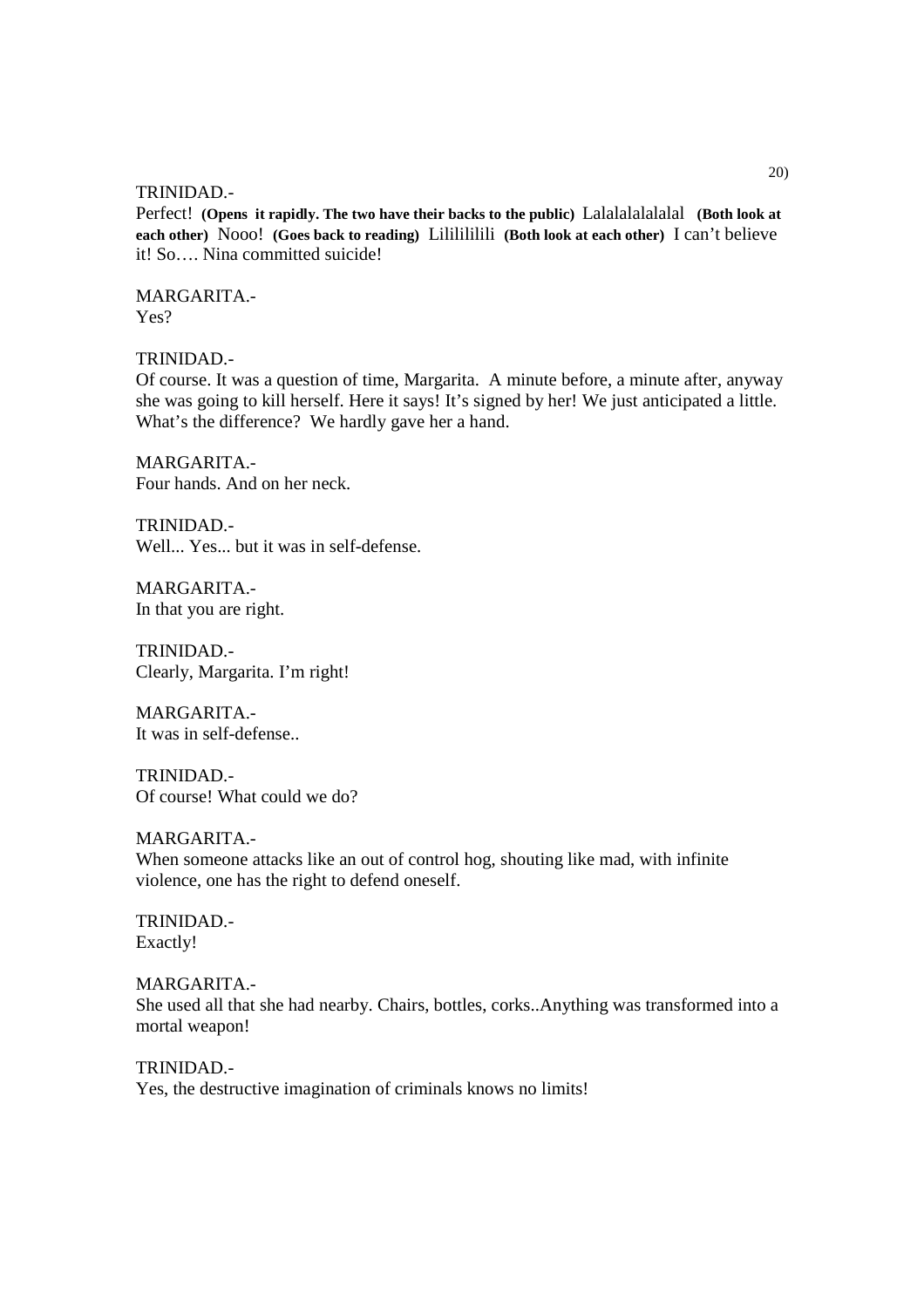TRINIDAD.-

Perfect! **(Opens it rapidly. The two have their backs to the public)** Lalalalalalalal **(Both look at each other)** Nooo! **(Goes back to reading)** Lilililili **(Both look at each other)** I can't believe it! So…. Nina committed suicide!

MARGARITA.-

Yes?

TRINIDAD.-

Of course. It was a question of time, Margarita. A minute before, a minute after, anyway she was going to kill herself. Here it says! It's signed by her! We just anticipated a little. What's the difference? We hardly gave her a hand.

MARGARITA.-

Four hands. And on her neck.

TRINIDAD.-

Well... Yes... but it was in self-defense.

MARGARITA.-

In that you are right.

TRINIDAD.-

Clearly, Margarita. I'm right!

MARGARITA.-

It was in self-defense..

TRINIDAD.-

Of course! What could we do?

MARGARITA.-

When someone attacks like an out of control hog, shouting like mad, with infinite violence, one has the right to defend oneself.

TRINIDAD.-

Exactly!

MARGARITA.-

She used all that she had nearby. Chairs, bottles, corks..Anything was transformed into a mortal weapon!

TRINIDAD.-

Yes, the destructive imagination of criminals knows no limits!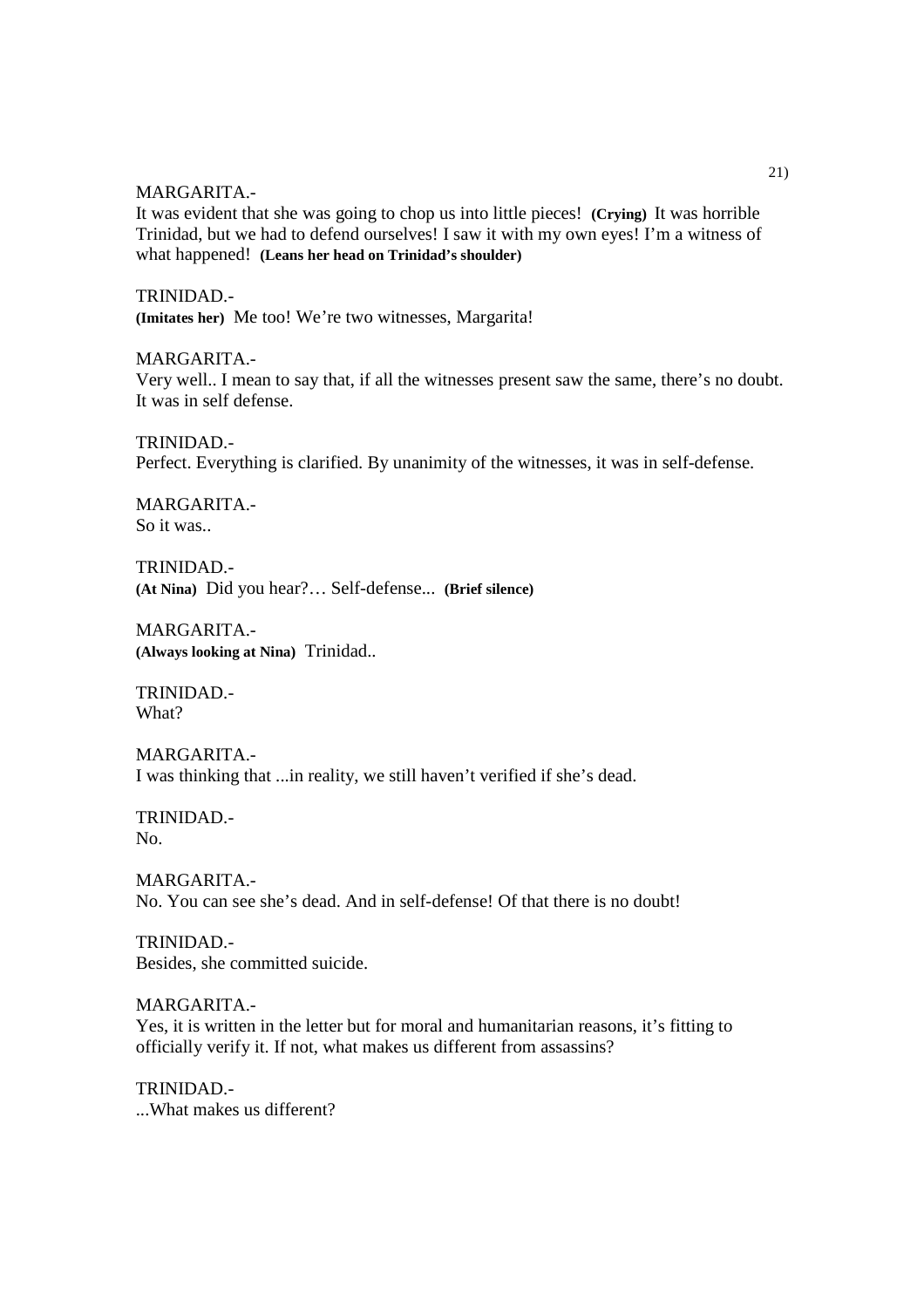MARGARITA.-
It was evident that she was going to chop us into little pieces! **(Crying)** It was horrible Trinidad, but we had to defend ourselves! I saw it with my own eyes! I'm a witness of what happened! **(Leans her head on Trinidad's shoulder)**

TRINIDAD.-
**(Imitates her)** Me too! We're two witnesses, Margarita!

MARGARITA.-
Very well.. I mean to say that, if all the witnesses present saw the same, there's no doubt. It was in self defense.

TRINIDAD.-
Perfect. Everything is clarified. By unanimity of the witnesses, it was in self-defense.

MARGARITA.-
So it was..

TRINIDAD.-
**(At Nina)** Did you hear?… Self-defense... **(Brief silence)**

MARGARITA.-
**(Always looking at Nina)** Trinidad..

TRINIDAD.-
What?

MARGARITA.-
I was thinking that ...in reality, we still haven't verified if she's dead.

TRINIDAD.-
No.

MARGARITA.-
No. You can see she's dead. And in self-defense! Of that there is no doubt!

TRINIDAD.-
Besides, she committed suicide.

MARGARITA.-
Yes, it is written in the letter but for moral and humanitarian reasons, it's fitting to officially verify it. If not, what makes us different from assassins?

TRINIDAD.-
...What makes us different?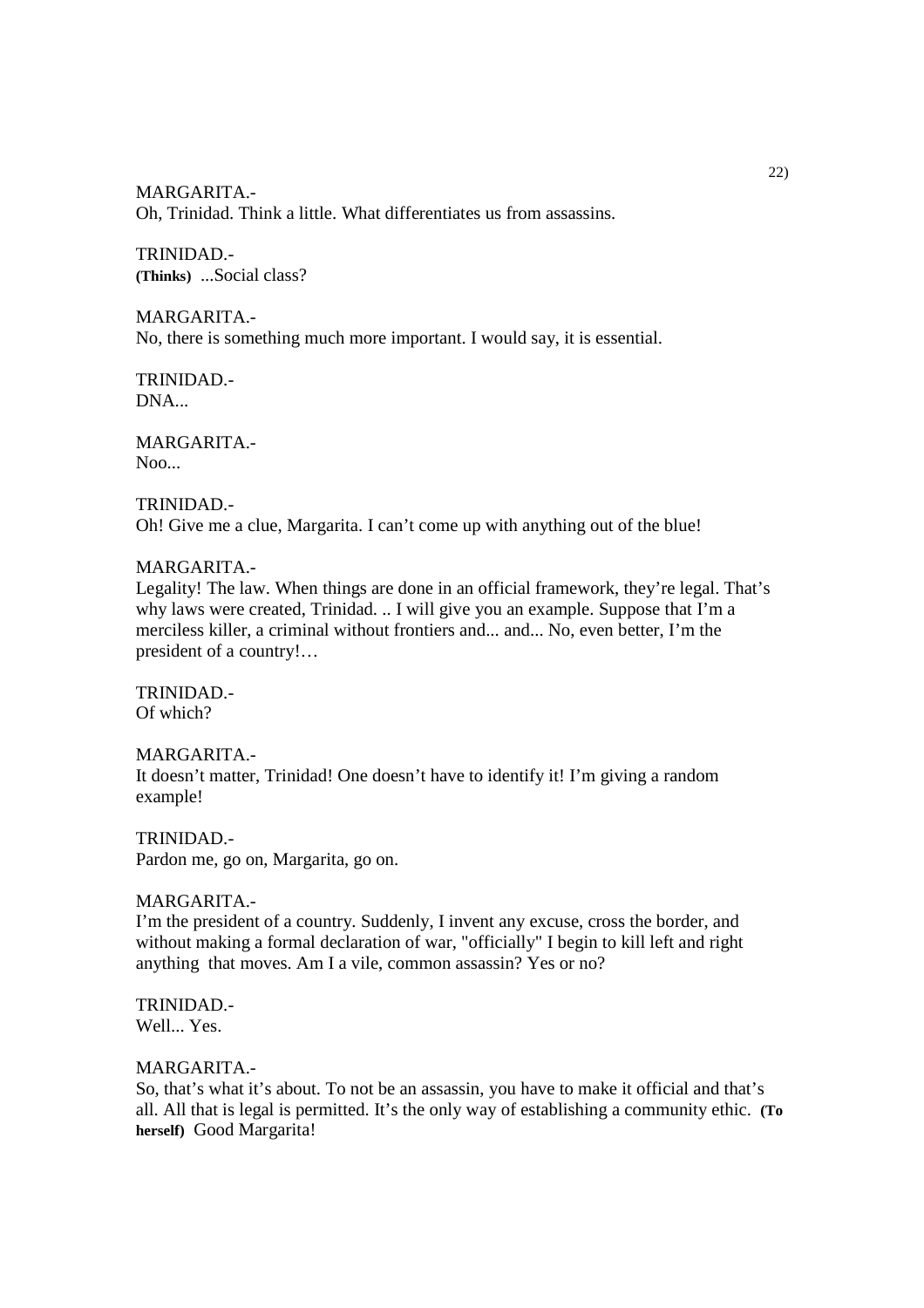MARGARITA.-
Oh, Trinidad. Think a little. What differentiates us from assassins.

TRINIDAD.-
**(Thinks)** ...Social class?

MARGARITA.-
No, there is something much more important. I would say, it is essential.

TRINIDAD.-
DNA...

MARGARITA.-
Noo...

TRINIDAD.-
Oh! Give me a clue, Margarita. I can't come up with anything out of the blue!

MARGARITA.-
Legality! The law. When things are done in an official framework, they're legal. That's why laws were created, Trinidad. .. I will give you an example. Suppose that I'm a merciless killer, a criminal without frontiers and... and... No, even better, I'm the president of a country!…

TRINIDAD.-
Of which?

MARGARITA.-
It doesn't matter, Trinidad! One doesn't have to identify it! I'm giving a random example!

TRINIDAD.-
Pardon me, go on, Margarita, go on.

MARGARITA.-
I'm the president of a country. Suddenly, I invent any excuse, cross the border, and without making a formal declaration of war, "officially" I begin to kill left and right anything that moves. Am I a vile, common assassin? Yes or no?

TRINIDAD.-
Well... Yes.

MARGARITA.-
So, that's what it's about. To not be an assassin, you have to make it official and that's all. All that is legal is permitted. It's the only way of establishing a community ethic. **(To herself)** Good Margarita!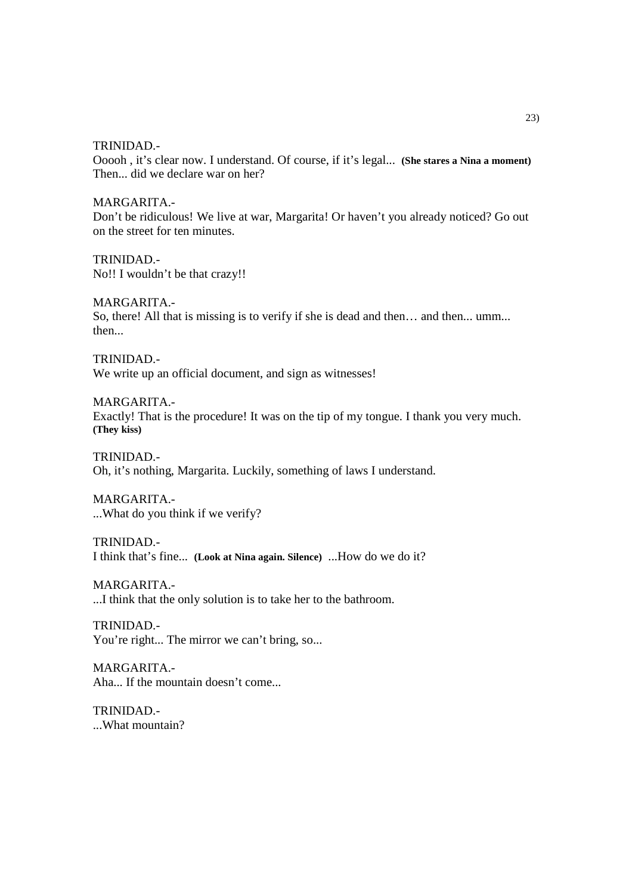TRINIDAD.-
Ooooh , it's clear now. I understand. Of course, if it's legal... **(She stares a Nina a moment)** Then... did we declare war on her?

MARGARITA.-
Don't be ridiculous! We live at war, Margarita! Or haven't you already noticed? Go out on the street for ten minutes.

TRINIDAD.-
No!! I wouldn't be that crazy!!

MARGARITA.-
So, there! All that is missing is to verify if she is dead and then… and then... umm... then...

TRINIDAD.-
We write up an official document, and sign as witnesses!

MARGARITA.-
Exactly! That is the procedure! It was on the tip of my tongue. I thank you very much. **(They kiss)**

TRINIDAD.-
Oh, it's nothing, Margarita. Luckily, something of laws I understand.

MARGARITA.-
...What do you think if we verify?

TRINIDAD.-
I think that's fine... **(Look at Nina again. Silence)** ...How do we do it?

MARGARITA.-
...I think that the only solution is to take her to the bathroom.

TRINIDAD.-
You're right... The mirror we can't bring, so...

MARGARITA.-
Aha... If the mountain doesn't come...

TRINIDAD.-
...What mountain?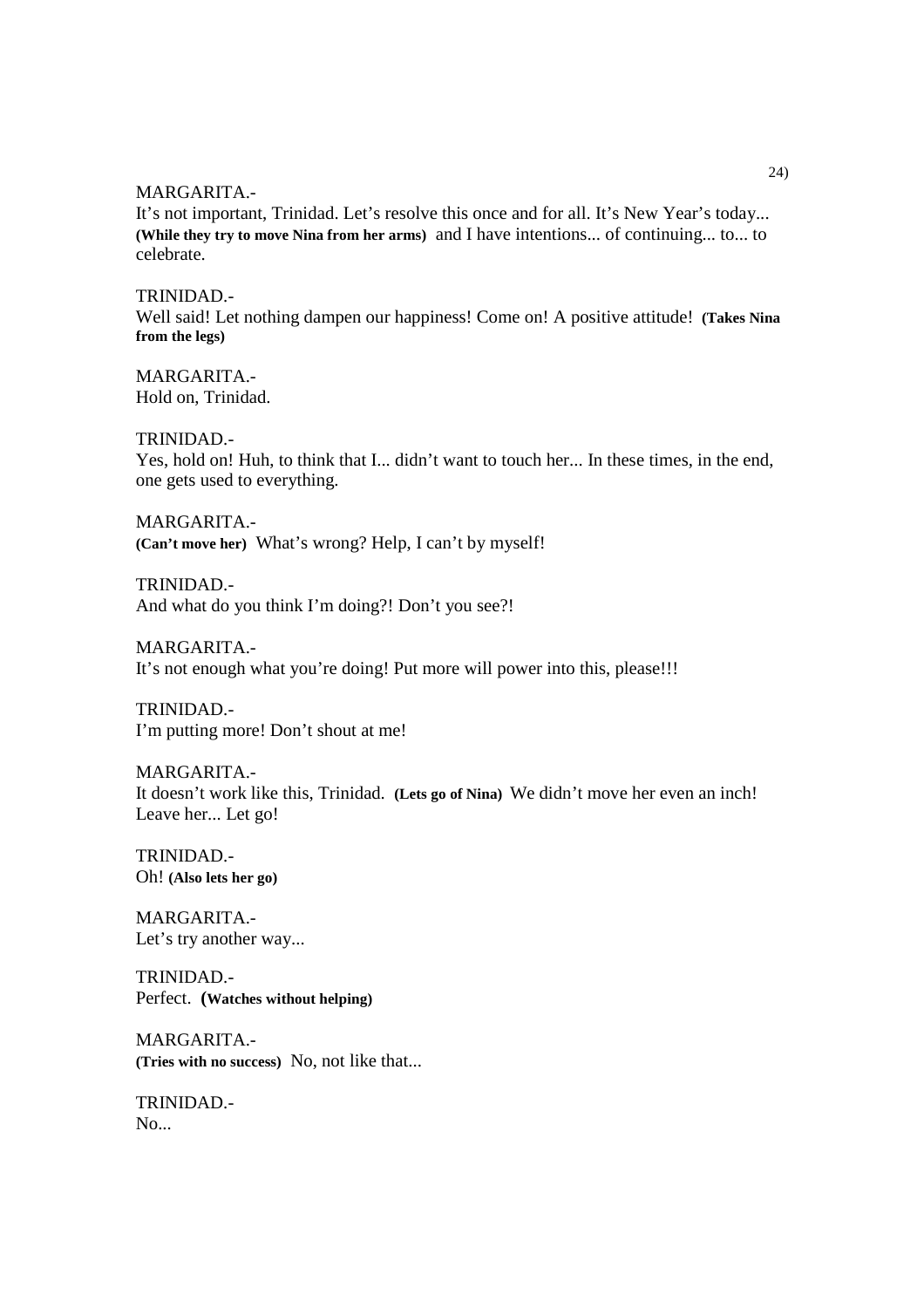MARGARITA.-

It's not important, Trinidad. Let's resolve this once and for all. It's New Year's today... **(While they try to move Nina from her arms)** and I have intentions... of continuing... to... to celebrate.

TRINIDAD.-

Well said! Let nothing dampen our happiness! Come on! A positive attitude! **(Takes Nina from the legs)**

MARGARITA.-

Hold on, Trinidad.

TRINIDAD.-

Yes, hold on! Huh, to think that I... didn't want to touch her... In these times, in the end, one gets used to everything.

MARGARITA.-

**(Can't move her)** What's wrong? Help, I can't by myself!

TRINIDAD.-

And what do you think I'm doing?! Don't you see?!

MARGARITA.-

It's not enough what you're doing! Put more will power into this, please!!!

TRINIDAD.-

I'm putting more! Don't shout at me!

MARGARITA.-

It doesn't work like this, Trinidad. **(Lets go of Nina)** We didn't move her even an inch! Leave her... Let go!

TRINIDAD.-

Oh! **(Also lets her go)**

MARGARITA.-

Let's try another way...

TRINIDAD.-

Perfect. **(Watches without helping)**

MARGARITA.-

**(Tries with no success)** No, not like that...

TRINIDAD.-

No...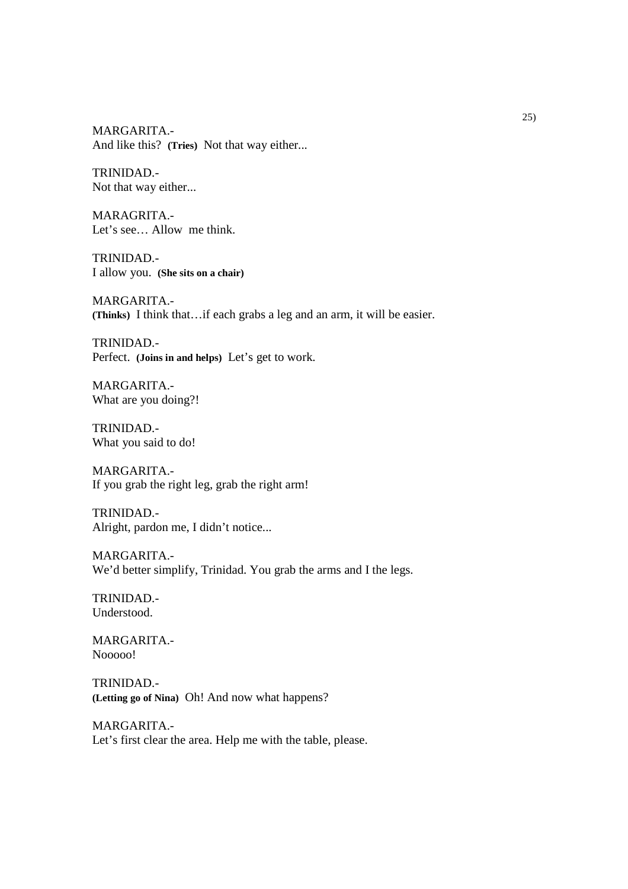MARGARITA.-
And like this? **(Tries)** Not that way either...

TRINIDAD.-
Not that way either...

MARAGRITA.-
Let's see… Allow  me think.

TRINIDAD.-
I allow you. **(She sits on a chair)**

MARGARITA.-
**(Thinks)** I think that…if each grabs a leg and an arm, it will be easier.

TRINIDAD.-
Perfect. **(Joins in and helps)** Let's get to work.

MARGARITA.-
What are you doing?!

TRINIDAD.-
What you said to do!

MARGARITA.-
If you grab the right leg, grab the right arm!

TRINIDAD.-
Alright, pardon me, I didn't notice...

MARGARITA.-
We'd better simplify, Trinidad. You grab the arms and I the legs.

TRINIDAD.-
Understood.

MARGARITA.-
Nooooo!

TRINIDAD.-
**(Letting go of Nina)** Oh! And now what happens?

MARGARITA.-
Let's first clear the area. Help me with the table, please.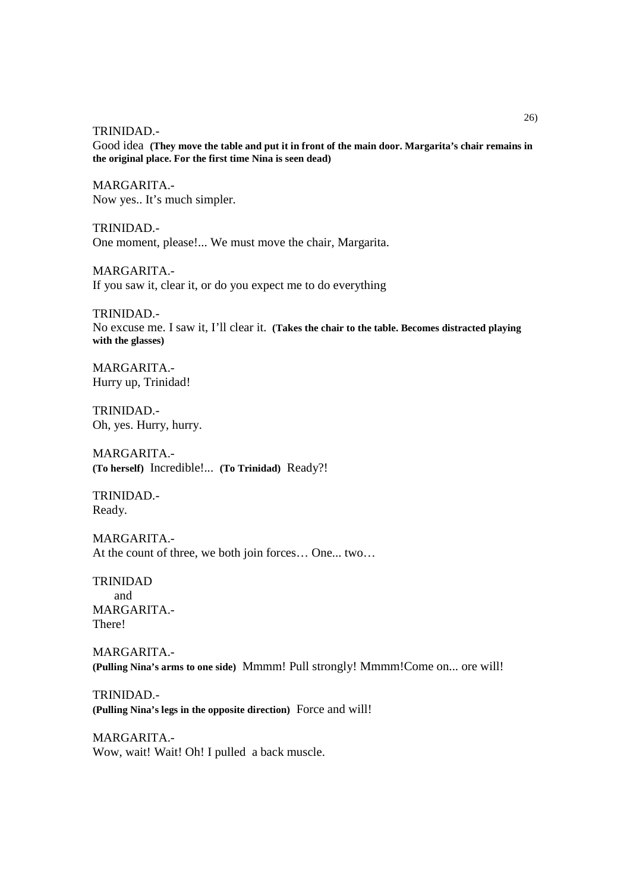TRINIDAD.-
Good idea **(They move the table and put it in front of the main door. Margarita's chair remains in the original place. For the first time Nina is seen dead)**

MARGARITA.-
Now yes.. It's much simpler.

TRINIDAD.-
One moment, please!... We must move the chair, Margarita.

MARGARITA.-
If you saw it, clear it, or do you expect me to do everything

TRINIDAD.-
No excuse me. I saw it, I'll clear it. **(Takes the chair to the table. Becomes distracted playing with the glasses)**

MARGARITA.-
Hurry up, Trinidad!

TRINIDAD.-
Oh, yes. Hurry, hurry.

MARGARITA.-
**(To herself)** Incredible!... **(To Trinidad)** Ready?!

TRINIDAD.-
Ready.

MARGARITA.-
At the count of three, we both join forces… One... two…

TRINIDAD
and
MARGARITA.-
There!

MARGARITA.-
**(Pulling Nina's arms to one side)** Mmmm! Pull strongly! Mmmm!Come on... ore will!

TRINIDAD.-
**(Pulling Nina's legs in the opposite direction)** Force and will!

MARGARITA.-
Wow, wait! Wait! Oh! I pulled a back muscle.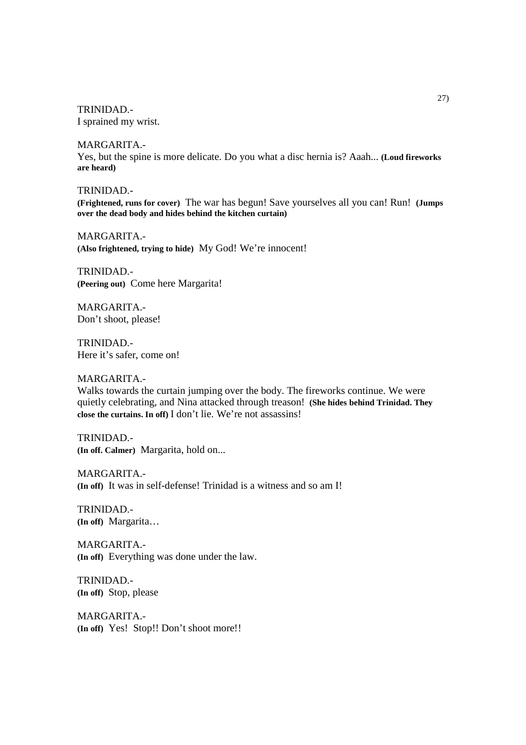TRINIDAD.-
I sprained my wrist.

MARGARITA.-
Yes, but the spine is more delicate. Do you what a disc hernia is? Aaah... **(Loud fireworks are heard)**

TRINIDAD.-
**(Frightened, runs for cover)** The war has begun! Save yourselves all you can! Run! **(Jumps over the dead body and hides behind the kitchen curtain)**

MARGARITA.-
**(Also frightened, trying to hide)** My God! We're innocent!

TRINIDAD.-
**(Peering out)** Come here Margarita!

MARGARITA.-
Don't shoot, please!

TRINIDAD.-
Here it's safer, come on!

MARGARITA.-
Walks towards the curtain jumping over the body. The fireworks continue. We were quietly celebrating, and Nina attacked through treason! **(She hides behind Trinidad. They close the curtains. In off)** I don't lie. We're not assassins!

TRINIDAD.-
**(In off. Calmer)** Margarita, hold on...

MARGARITA.-
**(In off)** It was in self-defense! Trinidad is a witness and so am I!

TRINIDAD.-
**(In off)** Margarita…

MARGARITA.-
**(In off)** Everything was done under the law.

TRINIDAD.-
**(In off)** Stop, please

MARGARITA.-
**(In off)** Yes! Stop!! Don't shoot more!!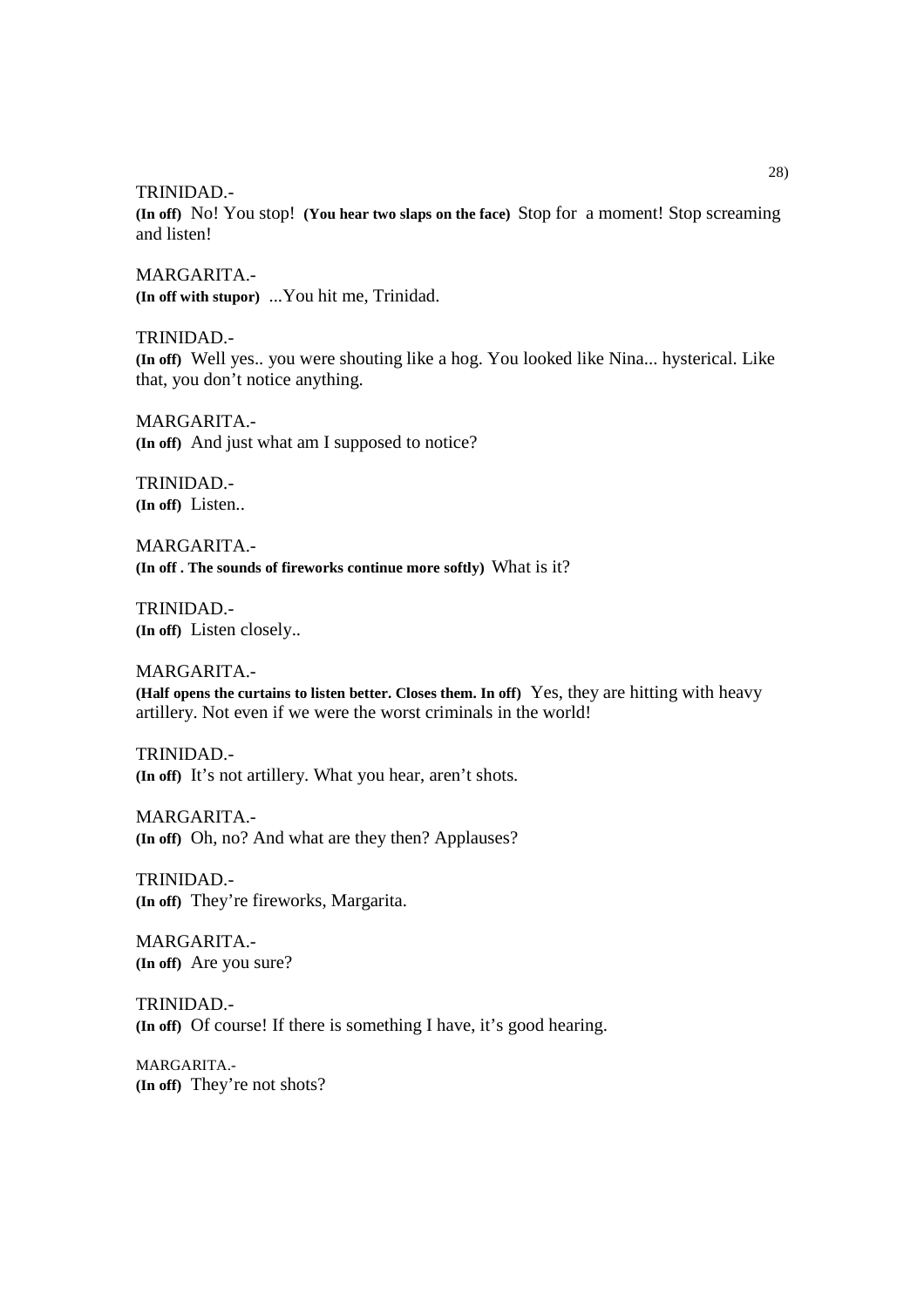TRINIDAD.-
**(In off)** No! You stop! **(You hear two slaps on the face)** Stop for a moment! Stop screaming and listen!

MARGARITA.-
**(In off with stupor)** ...You hit me, Trinidad.

TRINIDAD.-
**(In off)** Well yes.. you were shouting like a hog. You looked like Nina... hysterical. Like that, you don't notice anything.

MARGARITA.-
**(In off)** And just what am I supposed to notice?

TRINIDAD.-
**(In off)** Listen..

MARGARITA.-
**(In off . The sounds of fireworks continue more softly)** What is it?

TRINIDAD.-
**(In off)** Listen closely..

MARGARITA.-
**(Half opens the curtains to listen better. Closes them. In off)** Yes, they are hitting with heavy artillery. Not even if we were the worst criminals in the world!

TRINIDAD.-
**(In off)** It's not artillery. What you hear, aren't shots.

MARGARITA.-
**(In off)** Oh, no? And what are they then? Applauses?

TRINIDAD.-
**(In off)** They're fireworks, Margarita.

MARGARITA.-
**(In off)** Are you sure?

TRINIDAD.-
**(In off)** Of course! If there is something I have, it's good hearing.

MARGARITA.-
**(In off)** They're not shots?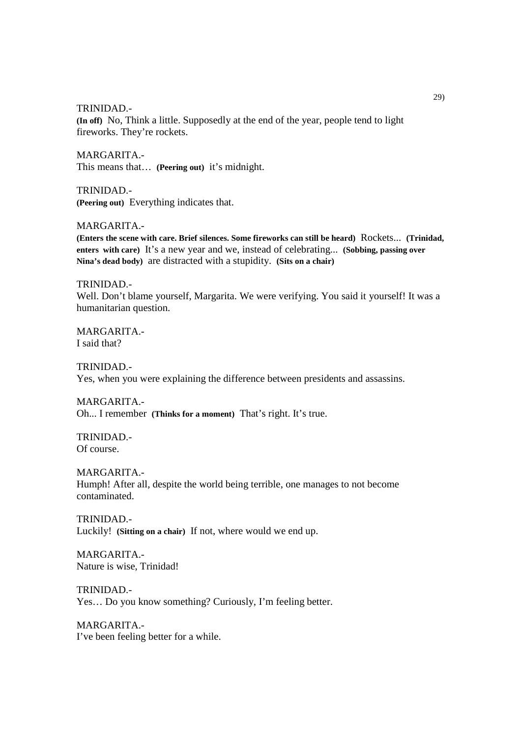TRINIDAD.-
**(In off)** No, Think a little. Supposedly at the end of the year, people tend to light fireworks. They're rockets.

MARGARITA.-
This means that… **(Peering out)** it's midnight.

TRINIDAD.-
**(Peering out)** Everything indicates that.

MARGARITA.-
**(Enters the scene with care. Brief silences. Some fireworks can still be heard)** Rockets... **(Trinidad, enters with care)** It's a new year and we, instead of celebrating... **(Sobbing, passing over Nina's dead body)** are distracted with a stupidity. **(Sits on a chair)**

TRINIDAD.-
Well. Don't blame yourself, Margarita. We were verifying. You said it yourself! It was a humanitarian question.

MARGARITA.-
I said that?

TRINIDAD.-
Yes, when you were explaining the difference between presidents and assassins.

MARGARITA.-
Oh... I remember **(Thinks for a moment)** That's right. It's true.

TRINIDAD.-
Of course.

MARGARITA.-
Humph! After all, despite the world being terrible, one manages to not become contaminated.

TRINIDAD.-
Luckily! **(Sitting on a chair)** If not, where would we end up.

MARGARITA.-
Nature is wise, Trinidad!

TRINIDAD.-
Yes… Do you know something? Curiously, I'm feeling better.

MARGARITA.-
I've been feeling better for a while.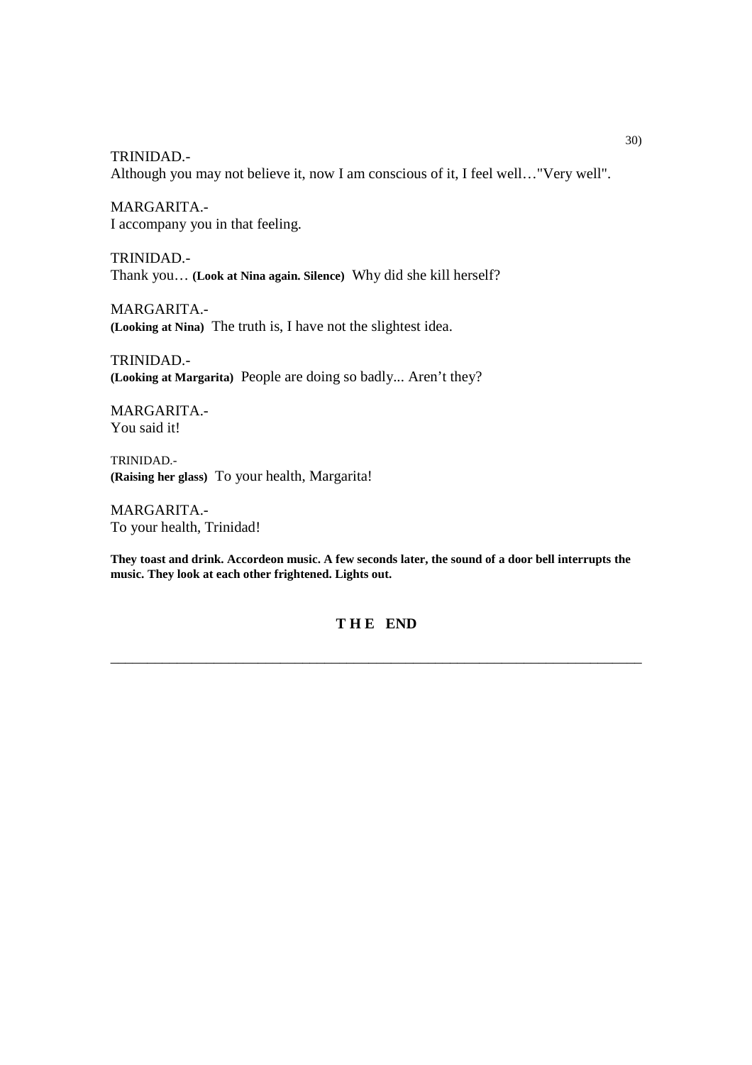TRINIDAD.-
Although you may not believe it, now I am conscious of it, I feel well…"Very well".

MARGARITA.-
I accompany you in that feeling.

TRINIDAD.-
Thank you… **(Look at Nina again. Silence)** Why did she kill herself?

MARGARITA.-
**(Looking at Nina)** The truth is, I have not the slightest idea.

TRINIDAD.-
**(Looking at Margarita)** People are doing so badly... Aren't they?

MARGARITA.-
You said it!

TRINIDAD.-
**(Raising her glass)** To your health, Margarita!

MARGARITA.-
To your health, Trinidad!

**They toast and drink. Accordeon music. A few seconds later, the sound of a door bell interrupts the music. They look at each other frightened. Lights out.**

**T H E END**

---